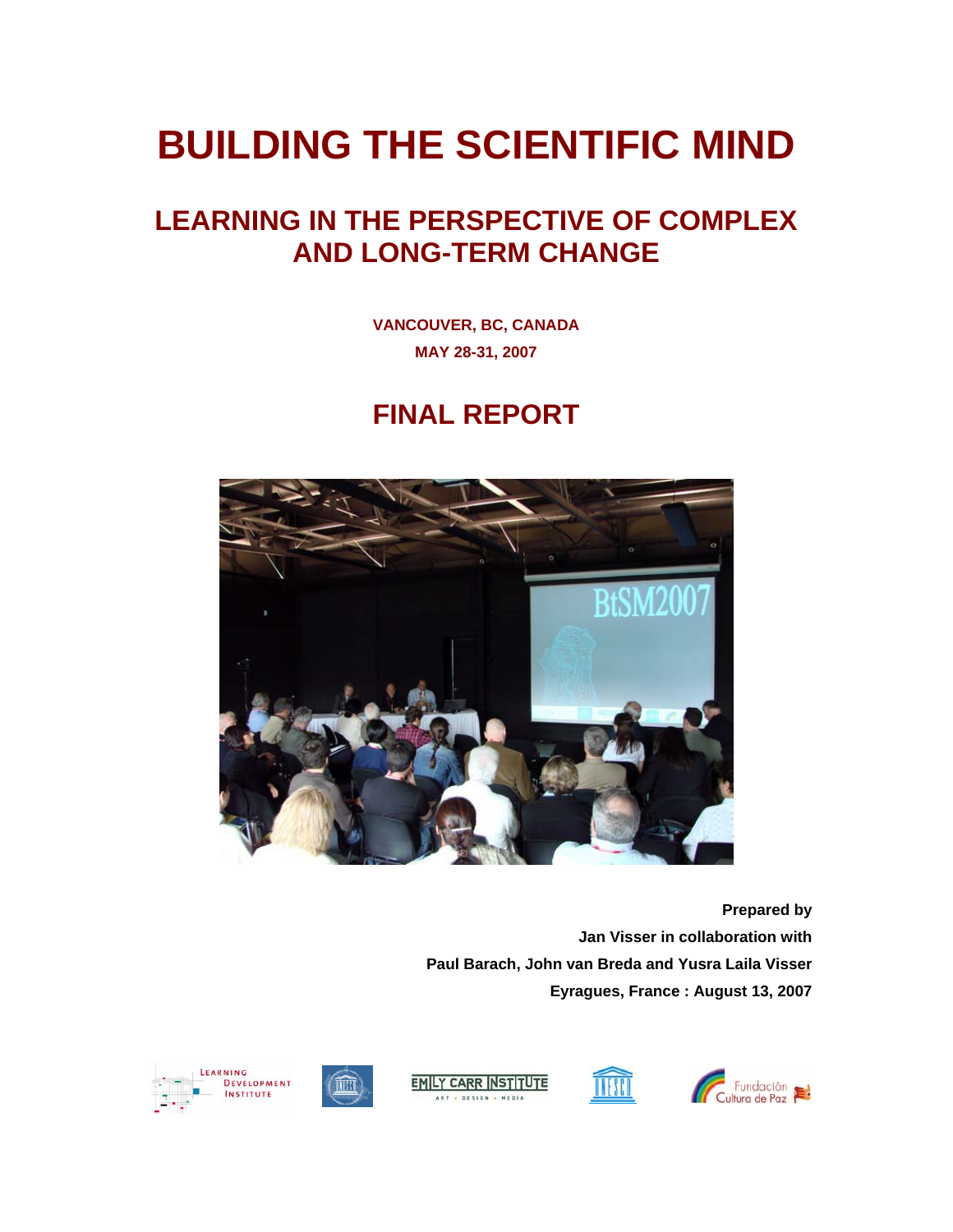# BUILDING THE SCIENTIFIC MIND

## LEARNING IN THE PERSPECTIVE OF COMPLEX AND LONG-TERM CHANGE

**VANCOUVER, BC, CANADA**

**MAY 28-31, 2007**

## FINAL REPORT

**Prepared by**

**Jan Visser in collaboration with**

**Paul Barach, John van Breda and Yusra Laila Visser**

**Eyragues, France : August 13, 2007**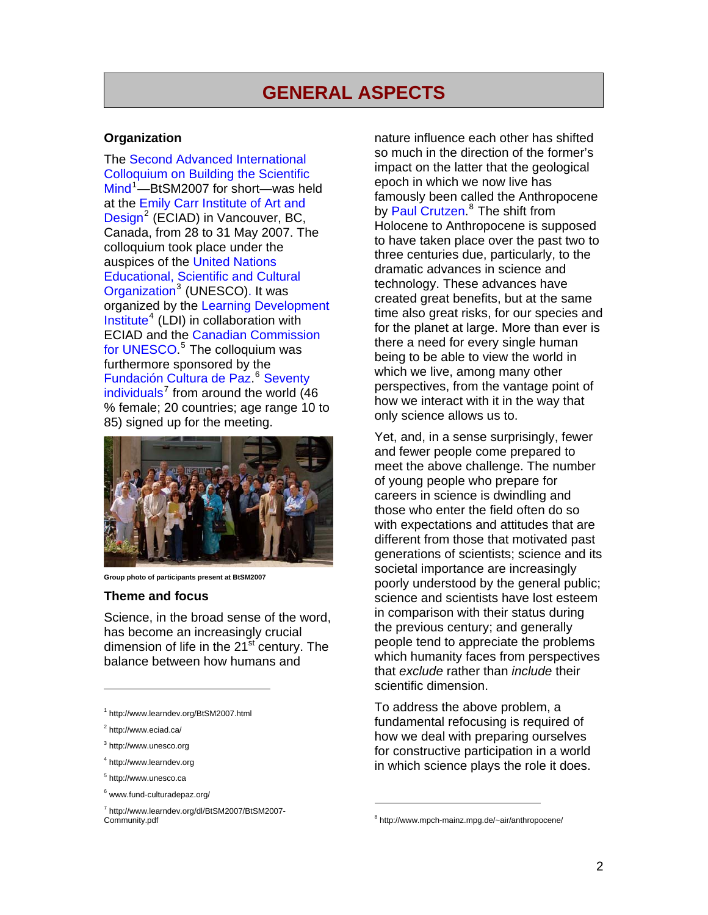# GENERAL ASPECTS

## Organization

The Second Advanced International Colloquium on Building the Scientific Mind[1]—BtSM2007 for short—was held at the Emily Carr Institute of Art and Design[2] (ECIAD) in Vancouver, BC, Canada, from 28 to 31 May 2007. The colloquium took place under the auspices of the United Nations Educational, Scientific and Cultural Organization[3] (UNESCO). It was organized by the Learning Development Institute[4] (LDI) in collaboration with ECIAD and the Canadian Commission for UNESCO.[5] The colloquium was furthermore sponsored by the Fundación Cultura de Paz.[6] Seventy individuals[7] from around the world (46 % female; 20 countries; age range 10 to 85) signed up for the meeting.

Group photo of participants present at BtSM2007

## Theme and focus

Science, in the broad sense of the word, has become an increasingly crucial dimension of life in the 21st century. The balance between how humans and nature influence each other has shifted so much in the direction of the former's impact on the latter that the geological epoch in which we now live has famously been called the Anthropocene by Paul Crutzen.[8] The shift from Holocene to Anthropocene is supposed to have taken place over the past two to three centuries due, particularly, to the dramatic advances in science and technology. These advances have created great benefits, but at the same time also great risks, for our species and for the planet at large. More than ever is there a need for every single human being to be able to view the world in which we live, among many other perspectives, from the vantage point of how we interact with it in the way that only science allows us to.

Yet, and, in a sense surprisingly, fewer and fewer people come prepared to meet the above challenge. The number of young people who prepare for careers in science is dwindling and those who enter the field often do so with expectations and attitudes that are different from those that motivated past generations of scientists; science and its societal importance are increasingly poorly understood by the general public; science and scientists have lost esteem in comparison with their status during the previous century; and generally people tend to appreciate the problems which humanity faces from perspectives that *exclude* rather than *include* their scientific dimension.

To address the above problem, a fundamental refocusing is required of how we deal with preparing ourselves for constructive participation in a world in which science plays the role it does.

---

[1] http://www.learndev.org/BtSM2007.html

[2] http://www.eciad.ca/

[3] http://www.unesco.org

[4] http://www.learndev.org

[5] http://www.unesco.ca

[6] www.fund-culturadepaz.org/

[7] http://www.learndev.org/dl/BtSM2007/BtSM2007-Community.pdf

[8] http://www.mpch-mainz.mpg.de/~air/anthropocene/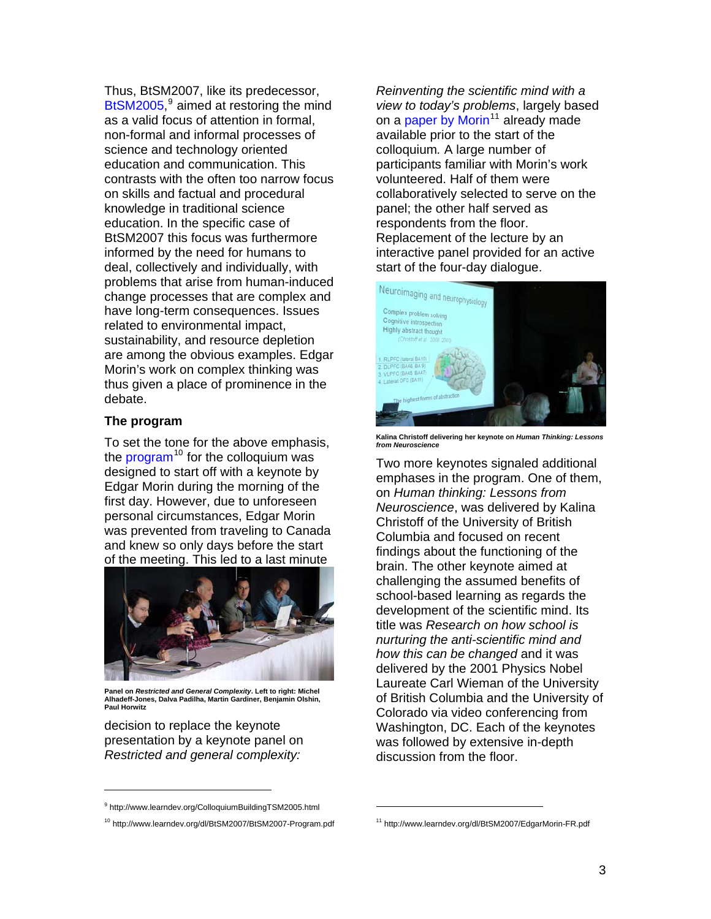Thus, BtSM2007, like its predecessor, BtSM2005,[9] aimed at restoring the mind as a valid focus of attention in formal, non-formal and informal processes of science and technology oriented education and communication. This contrasts with the often too narrow focus on skills and factual and procedural knowledge in traditional science education. In the specific case of BtSM2007 this focus was furthermore informed by the need for humans to deal, collectively and individually, with problems that arise from human-induced change processes that are complex and have long-term consequences. Issues related to environmental impact, sustainability, and resource depletion are among the obvious examples. Edgar Morin's work on complex thinking was thus given a place of prominence in the debate.

### The program

To set the tone for the above emphasis, the program[10] for the colloquium was designed to start off with a keynote by Edgar Morin during the morning of the first day. However, due to unforeseen personal circumstances, Edgar Morin was prevented from traveling to Canada and knew so only days before the start of the meeting. This led to a last minute decision to replace the keynote presentation by a keynote panel on *Restricted and general complexity: Reinventing the scientific mind with a view to today's problems*, largely based on a paper by Morin[11] already made available prior to the start of the colloquium. A large number of participants familiar with Morin's work volunteered. Half of them were collaboratively selected to serve on the panel; the other half served as respondents from the floor. Replacement of the lecture by an interactive panel provided for an active start of the four-day dialogue.

**Panel on *Restricted and General Complexity*. Left to right: Michel Alhadeff-Jones, Dalva Padilha, Martin Gardiner, Benjamin Olshin, Paul Horwitz**

**Kalina Christoff delivering her keynote on *Human Thinking: Lessons from Neuroscience***

Two more keynotes signaled additional emphases in the program. One of them, on *Human thinking: Lessons from Neuroscience*, was delivered by Kalina Christoff of the University of British Columbia and focused on recent findings about the functioning of the brain. The other keynote aimed at challenging the assumed benefits of school-based learning as regards the development of the scientific mind. Its title was *Research on how school is nurturing the anti-scientific mind and how this can be changed* and it was delivered by the 2001 Physics Nobel Laureate Carl Wieman of the University of British Columbia and the University of Colorado via video conferencing from Washington, DC. Each of the keynotes was followed by extensive in-depth discussion from the floor.

---

[9] http://www.learndev.org/ColloquiumBuildingTSM2005.html

[10] http://www.learndev.org/dl/BtSM2007/BtSM2007-Program.pdf

[11] http://www.learndev.org/dl/BtSM2007/EdgarMorin-FR.pdf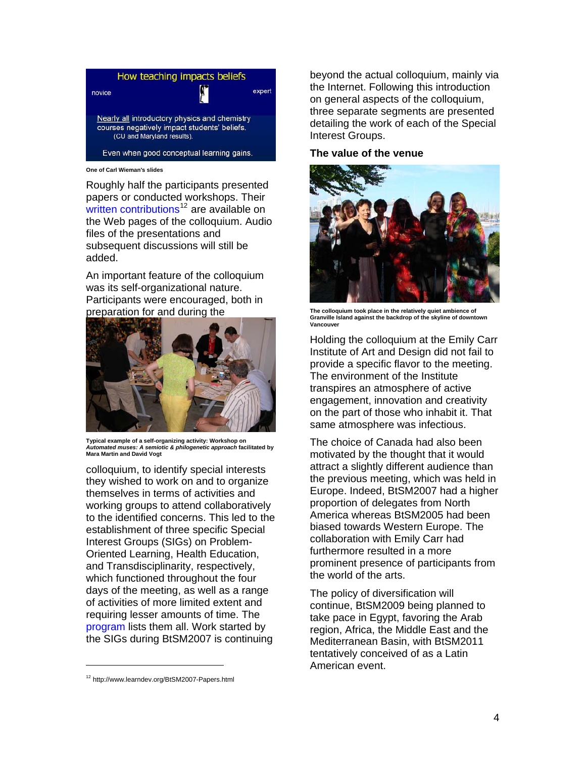How teaching impacts beliefs

novice expert

Nearly all introductory physics and chemistry courses negatively impact students' beliefs. (CU and Maryland results).

Even when good conceptual learning gains.

One of Carl Wieman's slides

Roughly half the participants presented papers or conducted workshops. Their written contributions[12] are available on the Web pages of the colloquium. Audio files of the presentations and subsequent discussions will still be added.

An important feature of the colloquium was its self-organizational nature. Participants were encouraged, both in preparation for and during the colloquium, to identify special interests they wished to work on and to organize themselves in terms of activities and working groups to attend collaboratively to the identified concerns. This led to the establishment of three specific Special Interest Groups (SIGs) on Problem-Oriented Learning, Health Education, and Transdisciplinarity, respectively, which functioned throughout the four days of the meeting, as well as a range of activities of more limited extent and requiring lesser amounts of time. The program lists them all. Work started by the SIGs during BtSM2007 is continuing beyond the actual colloquium, mainly via the Internet. Following this introduction on general aspects of the colloquium, three separate segments are presented detailing the work of each of the Special Interest Groups.

**Typical example of a self-organizing activity: Workshop on *Automated muses: A semiotic & philogenetic approach* facilitated by Mara Martin and David Vogt**

### The value of the venue

**The colloquium took place in the relatively quiet ambience of Granville Island against the backdrop of the skyline of downtown Vancouver**

Holding the colloquium at the Emily Carr Institute of Art and Design did not fail to provide a specific flavor to the meeting. The environment of the Institute transpires an atmosphere of active engagement, innovation and creativity on the part of those who inhabit it. That same atmosphere was infectious.

The choice of Canada had also been motivated by the thought that it would attract a slightly different audience than the previous meeting, which was held in Europe. Indeed, BtSM2007 had a higher proportion of delegates from North America whereas BtSM2005 had been biased towards Western Europe. The collaboration with Emily Carr had furthermore resulted in a more prominent presence of participants from the world of the arts.

The policy of diversification will continue, BtSM2009 being planned to take pace in Egypt, favoring the Arab region, Africa, the Middle East and the Mediterranean Basin, with BtSM2011 tentatively conceived of as a Latin American event.

---

[12] http://www.learndev.org/BtSM2007-Papers.html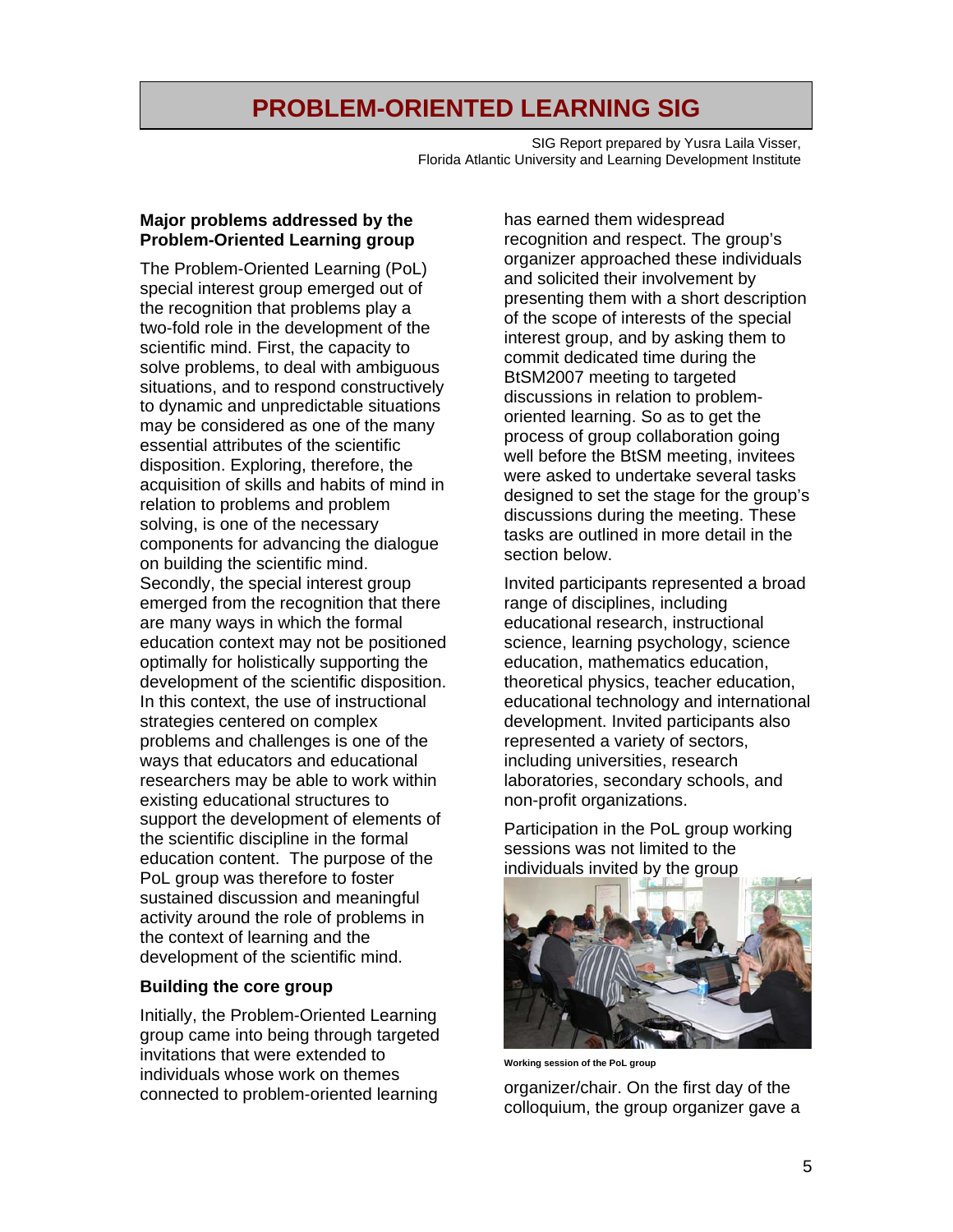# PROBLEM-ORIENTED LEARNING SIG

SIG Report prepared by Yusra Laila Visser,
Florida Atlantic University and Learning Development Institute

**Major problems addressed by the Problem-Oriented Learning group**

The Problem-Oriented Learning (PoL) special interest group emerged out of the recognition that problems play a two-fold role in the development of the scientific mind. First, the capacity to solve problems, to deal with ambiguous situations, and to respond constructively to dynamic and unpredictable situations may be considered as one of the many essential attributes of the scientific disposition. Exploring, therefore, the acquisition of skills and habits of mind in relation to problems and problem solving, is one of the necessary components for advancing the dialogue on building the scientific mind. Secondly, the special interest group emerged from the recognition that there are many ways in which the formal education context may not be positioned optimally for holistically supporting the development of the scientific disposition. In this context, the use of instructional strategies centered on complex problems and challenges is one of the ways that educators and educational researchers may be able to work within existing educational structures to support the development of elements of the scientific discipline in the formal education content. The purpose of the PoL group was therefore to foster sustained discussion and meaningful activity around the role of problems in the context of learning and the development of the scientific mind.

**Building the core group**

Initially, the Problem-Oriented Learning group came into being through targeted invitations that were extended to individuals whose work on themes connected to problem-oriented learning has earned them widespread recognition and respect. The group's organizer approached these individuals and solicited their involvement by presenting them with a short description of the scope of interests of the special interest group, and by asking them to commit dedicated time during the BtSM2007 meeting to targeted discussions in relation to problem-oriented learning. So as to get the process of group collaboration going well before the BtSM meeting, invitees were asked to undertake several tasks designed to set the stage for the group's discussions during the meeting. These tasks are outlined in more detail in the section below.

Invited participants represented a broad range of disciplines, including educational research, instructional science, learning psychology, science education, mathematics education, theoretical physics, teacher education, educational technology and international development. Invited participants also represented a variety of sectors, including universities, research laboratories, secondary schools, and non-profit organizations.

Participation in the PoL group working sessions was not limited to the individuals invited by the group organizer/chair. On the first day of the colloquium, the group organizer gave a

Working session of the PoL group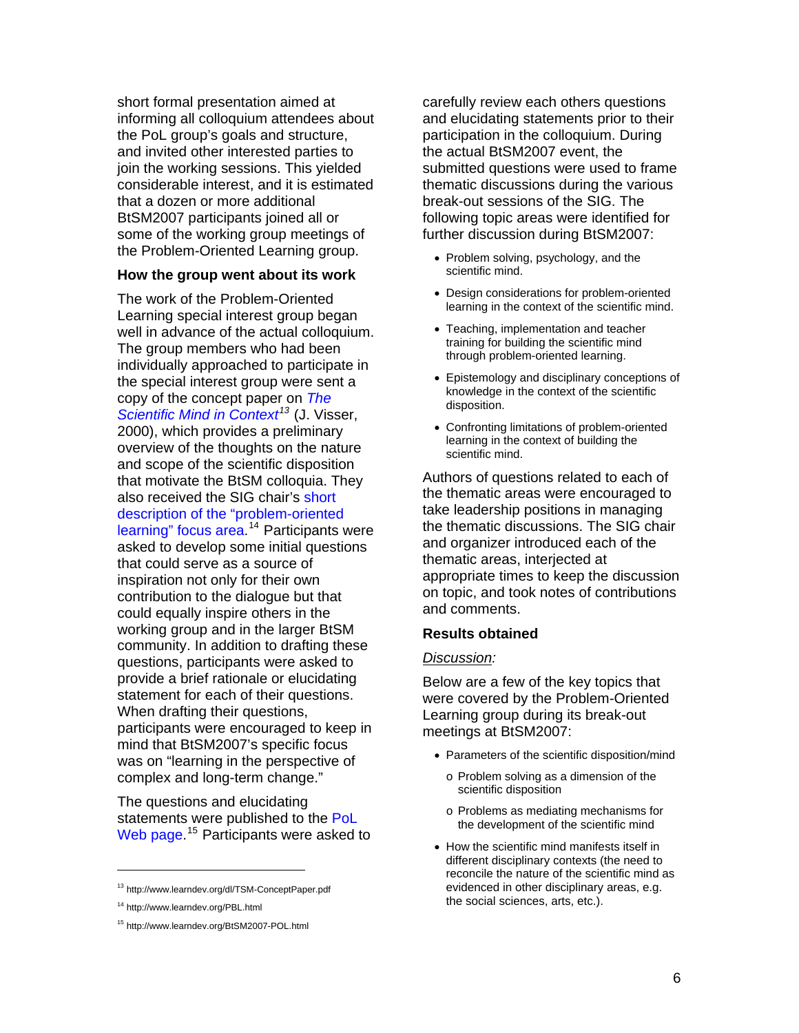short formal presentation aimed at informing all colloquium attendees about the PoL group's goals and structure, and invited other interested parties to join the working sessions. This yielded considerable interest, and it is estimated that a dozen or more additional BtSM2007 participants joined all or some of the working group meetings of the Problem-Oriented Learning group.

### How the group went about its work

The work of the Problem-Oriented Learning special interest group began well in advance of the actual colloquium. The group members who had been individually approached to participate in the special interest group were sent a copy of the concept paper on *The Scientific Mind in Context*[13] (J. Visser, 2000), which provides a preliminary overview of the thoughts on the nature and scope of the scientific disposition that motivate the BtSM colloquia. They also received the SIG chair's short description of the "problem-oriented learning" focus area.[14] Participants were asked to develop some initial questions that could serve as a source of inspiration not only for their own contribution to the dialogue but that could equally inspire others in the working group and in the larger BtSM community. In addition to drafting these questions, participants were asked to provide a brief rationale or elucidating statement for each of their questions. When drafting their questions, participants were encouraged to keep in mind that BtSM2007's specific focus was on "learning in the perspective of complex and long-term change."

The questions and elucidating statements were published to the PoL Web page.[15] Participants were asked to carefully review each others questions and elucidating statements prior to their participation in the colloquium. During the actual BtSM2007 event, the submitted questions were used to frame thematic discussions during the various break-out sessions of the SIG. The following topic areas were identified for further discussion during BtSM2007:

- Problem solving, psychology, and the scientific mind.
- Design considerations for problem-oriented learning in the context of the scientific mind.
- Teaching, implementation and teacher training for building the scientific mind through problem-oriented learning.
- Epistemology and disciplinary conceptions of knowledge in the context of the scientific disposition.
- Confronting limitations of problem-oriented learning in the context of building the scientific mind.

Authors of questions related to each of the thematic areas were encouraged to take leadership positions in managing the thematic discussions. The SIG chair and organizer introduced each of the thematic areas, interjected at appropriate times to keep the discussion on topic, and took notes of contributions and comments.

### Results obtained

*Discussion:*

Below are a few of the key topics that were covered by the Problem-Oriented Learning group during its break-out meetings at BtSM2007:

- Parameters of the scientific disposition/mind
  - Problem solving as a dimension of the scientific disposition
  - Problems as mediating mechanisms for the development of the scientific mind
- How the scientific mind manifests itself in different disciplinary contexts (the need to reconcile the nature of the scientific mind as evidenced in other disciplinary areas, e.g. the social sciences, arts, etc.).

---

[13] http://www.learndev.org/dl/TSM-ConceptPaper.pdf

[14] http://www.learndev.org/PBL.html

[15] http://www.learndev.org/BtSM2007-POL.html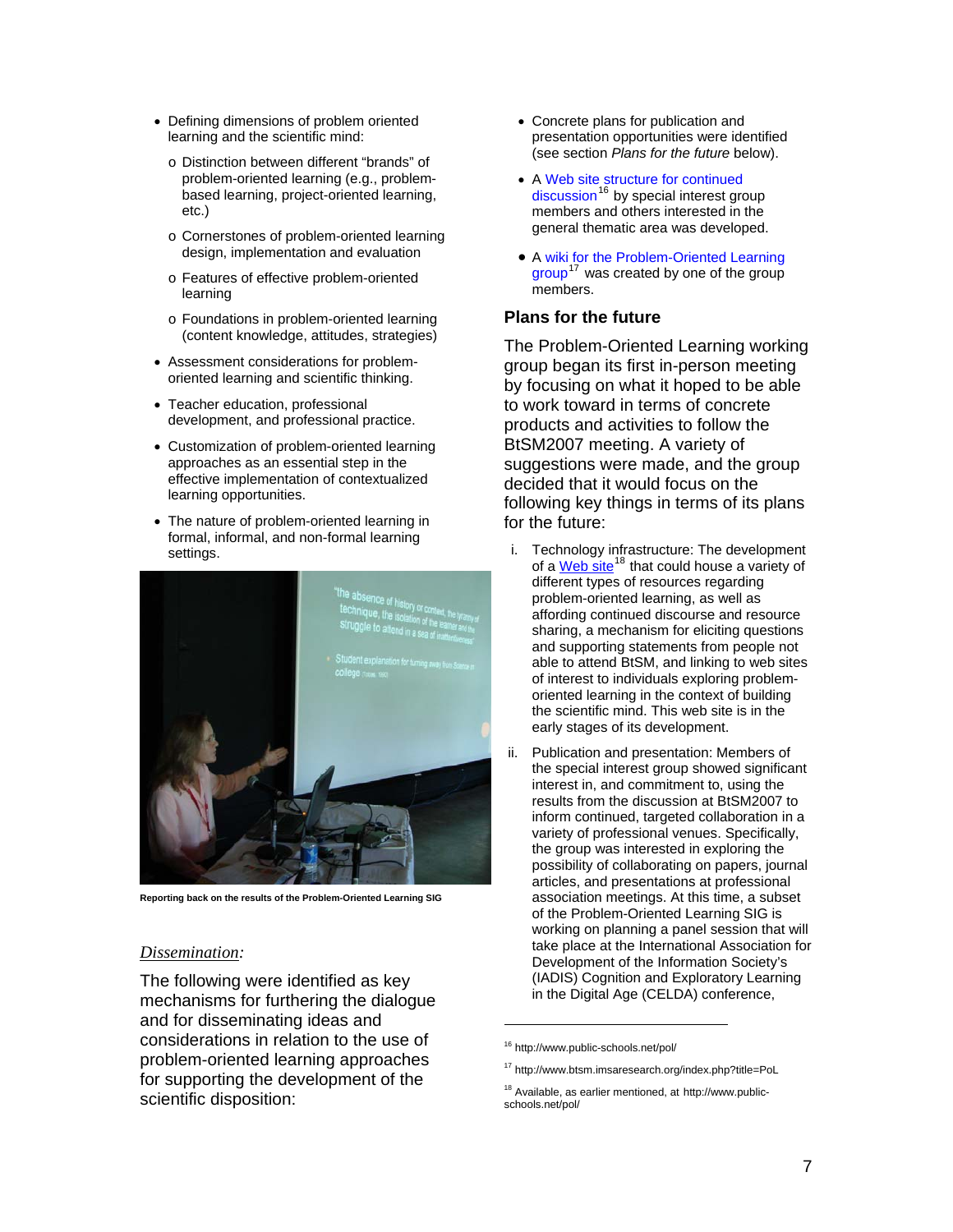- Defining dimensions of problem oriented learning and the scientific mind:
  - Distinction between different “brands” of problem-oriented learning (e.g., problem-based learning, project-oriented learning, etc.)
  - Cornerstones of problem-oriented learning design, implementation and evaluation
  - Features of effective problem-oriented learning
  - Foundations in problem-oriented learning (content knowledge, attitudes, strategies)
- Assessment considerations for problem-oriented learning and scientific thinking.
- Teacher education, professional development, and professional practice.
- Customization of problem-oriented learning approaches as an essential step in the effective implementation of contextualized learning opportunities.
- The nature of problem-oriented learning in formal, informal, and non-formal learning settings.

**Reporting back on the results of the Problem-Oriented Learning SIG**

*Dissemination:*

The following were identified as key mechanisms for furthering the dialogue and for disseminating ideas and considerations in relation to the use of problem-oriented learning approaches for supporting the development of the scientific disposition:

- Concrete plans for publication and presentation opportunities were identified (see section *Plans for the future* below).
- A Web site structure for continued discussion[16] by special interest group members and others interested in the general thematic area was developed.
- A wiki for the Problem-Oriented Learning group[17] was created by one of the group members.

### Plans for the future

The Problem-Oriented Learning working group began its first in-person meeting by focusing on what it hoped to be able to work toward in terms of concrete products and activities to follow the BtSM2007 meeting. A variety of suggestions were made, and the group decided that it would focus on the following key things in terms of its plans for the future:

i. Technology infrastructure: The development of a Web site[18] that could house a variety of different types of resources regarding problem-oriented learning, as well as affording continued discourse and resource sharing, a mechanism for eliciting questions and supporting statements from people not able to attend BtSM, and linking to web sites of interest to individuals exploring problem-oriented learning in the context of building the scientific mind. This web site is in the early stages of its development.

ii. Publication and presentation: Members of the special interest group showed significant interest in, and commitment to, using the results from the discussion at BtSM2007 to inform continued, targeted collaboration in a variety of professional venues. Specifically, the group was interested in exploring the possibility of collaborating on papers, journal articles, and presentations at professional association meetings. At this time, a subset of the Problem-Oriented Learning SIG is working on planning a panel session that will take place at the International Association for Development of the Information Society’s (IADIS) Cognition and Exploratory Learning in the Digital Age (CELDA) conference,

---

[16] http://www.public-schools.net/pol/

[17] http://www.btsm.imsaresearch.org/index.php?title=PoL

[18] Available, as earlier mentioned, at http://www.public-schools.net/pol/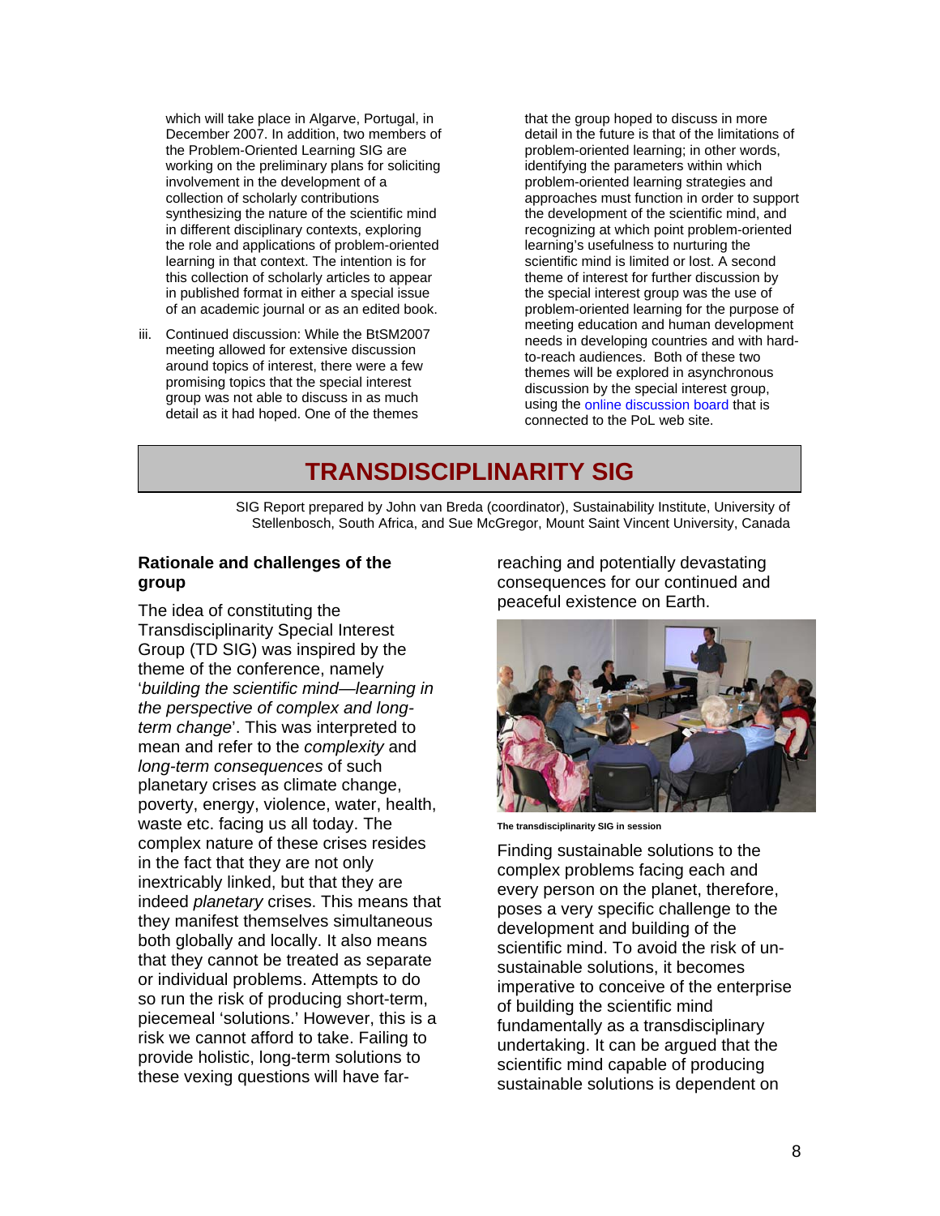which will take place in Algarve, Portugal, in December 2007. In addition, two members of the Problem-Oriented Learning SIG are working on the preliminary plans for soliciting involvement in the development of a collection of scholarly contributions synthesizing the nature of the scientific mind in different disciplinary contexts, exploring the role and applications of problem-oriented learning in that context. The intention is for this collection of scholarly articles to appear in published format in either a special issue of an academic journal or as an edited book.

iii. Continued discussion: While the BtSM2007 meeting allowed for extensive discussion around topics of interest, there were a few promising topics that the special interest group was not able to discuss in as much detail as it had hoped. One of the themes that the group hoped to discuss in more detail in the future is that of the limitations of problem-oriented learning; in other words, identifying the parameters within which problem-oriented learning strategies and approaches must function in order to support the development of the scientific mind, and recognizing at which point problem-oriented learning's usefulness to nurturing the scientific mind is limited or lost. A second theme of interest for further discussion by the special interest group was the use of problem-oriented learning for the purpose of meeting education and human development needs in developing countries and with hard-to-reach audiences. Both of these two themes will be explored in asynchronous discussion by the special interest group, using the online discussion board that is connected to the PoL web site.

# TRANSDISCIPLINARITY SIG

SIG Report prepared by John van Breda (coordinator), Sustainability Institute, University of Stellenbosch, South Africa, and Sue McGregor, Mount Saint Vincent University, Canada

## Rationale and challenges of the group

The idea of constituting the Transdisciplinarity Special Interest Group (TD SIG) was inspired by the theme of the conference, namely '*building the scientific mind—learning in the perspective of complex and long-term change*'. This was interpreted to mean and refer to the *complexity* and *long-term consequences* of such planetary crises as climate change, poverty, energy, violence, water, health, waste etc. facing us all today. The complex nature of these crises resides in the fact that they are not only inextricably linked, but that they are indeed *planetary* crises. This means that they manifest themselves simultaneous both globally and locally. It also means that they cannot be treated as separate or individual problems. Attempts to do so run the risk of producing short-term, piecemeal 'solutions.' However, this is a risk we cannot afford to take. Failing to provide holistic, long-term solutions to these vexing questions will have far-reaching and potentially devastating consequences for our continued and peaceful existence on Earth.

The transdisciplinarity SIG in session

Finding sustainable solutions to the complex problems facing each and every person on the planet, therefore, poses a very specific challenge to the development and building of the scientific mind. To avoid the risk of un-sustainable solutions, it becomes imperative to conceive of the enterprise of building the scientific mind fundamentally as a transdisciplinary undertaking. It can be argued that the scientific mind capable of producing sustainable solutions is dependent on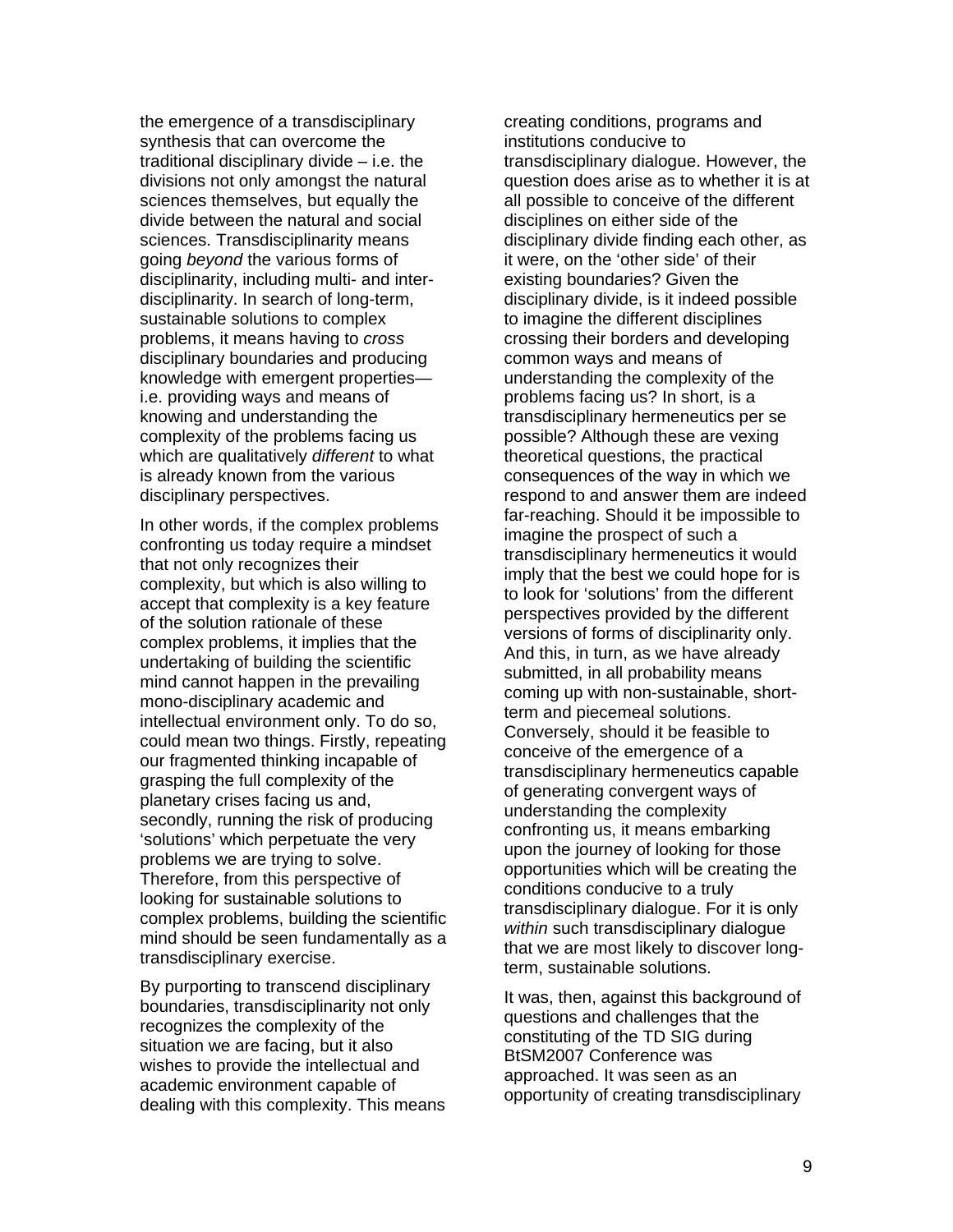the emergence of a transdisciplinary synthesis that can overcome the traditional disciplinary divide – i.e. the divisions not only amongst the natural sciences themselves, but equally the divide between the natural and social sciences. Transdisciplinarity means going *beyond* the various forms of disciplinarity, including multi- and inter-disciplinarity. In search of long-term, sustainable solutions to complex problems, it means having to *cross* disciplinary boundaries and producing knowledge with emergent properties—i.e. providing ways and means of knowing and understanding the complexity of the problems facing us which are qualitatively *different* to what is already known from the various disciplinary perspectives.

In other words, if the complex problems confronting us today require a mindset that not only recognizes their complexity, but which is also willing to accept that complexity is a key feature of the solution rationale of these complex problems, it implies that the undertaking of building the scientific mind cannot happen in the prevailing mono-disciplinary academic and intellectual environment only. To do so, could mean two things. Firstly, repeating our fragmented thinking incapable of grasping the full complexity of the planetary crises facing us and, secondly, running the risk of producing 'solutions' which perpetuate the very problems we are trying to solve. Therefore, from this perspective of looking for sustainable solutions to complex problems, building the scientific mind should be seen fundamentally as a transdisciplinary exercise.

By purporting to transcend disciplinary boundaries, transdisciplinarity not only recognizes the complexity of the situation we are facing, but it also wishes to provide the intellectual and academic environment capable of dealing with this complexity. This means creating conditions, programs and institutions conducive to transdisciplinary dialogue. However, the question does arise as to whether it is at all possible to conceive of the different disciplines on either side of the disciplinary divide finding each other, as it were, on the 'other side' of their existing boundaries? Given the disciplinary divide, is it indeed possible to imagine the different disciplines crossing their borders and developing common ways and means of understanding the complexity of the problems facing us? In short, is a transdisciplinary hermeneutics per se possible? Although these are vexing theoretical questions, the practical consequences of the way in which we respond to and answer them are indeed far-reaching. Should it be impossible to imagine the prospect of such a transdisciplinary hermeneutics it would imply that the best we could hope for is to look for 'solutions' from the different perspectives provided by the different versions of forms of disciplinarity only. And this, in turn, as we have already submitted, in all probability means coming up with non-sustainable, short-term and piecemeal solutions. Conversely, should it be feasible to conceive of the emergence of a transdisciplinary hermeneutics capable of generating convergent ways of understanding the complexity confronting us, it means embarking upon the journey of looking for those opportunities which will be creating the conditions conducive to a truly transdisciplinary dialogue. For it is only *within* such transdisciplinary dialogue that we are most likely to discover long-term, sustainable solutions.

It was, then, against this background of questions and challenges that the constituting of the TD SIG during BtSM2007 Conference was approached. It was seen as an opportunity of creating transdisciplinary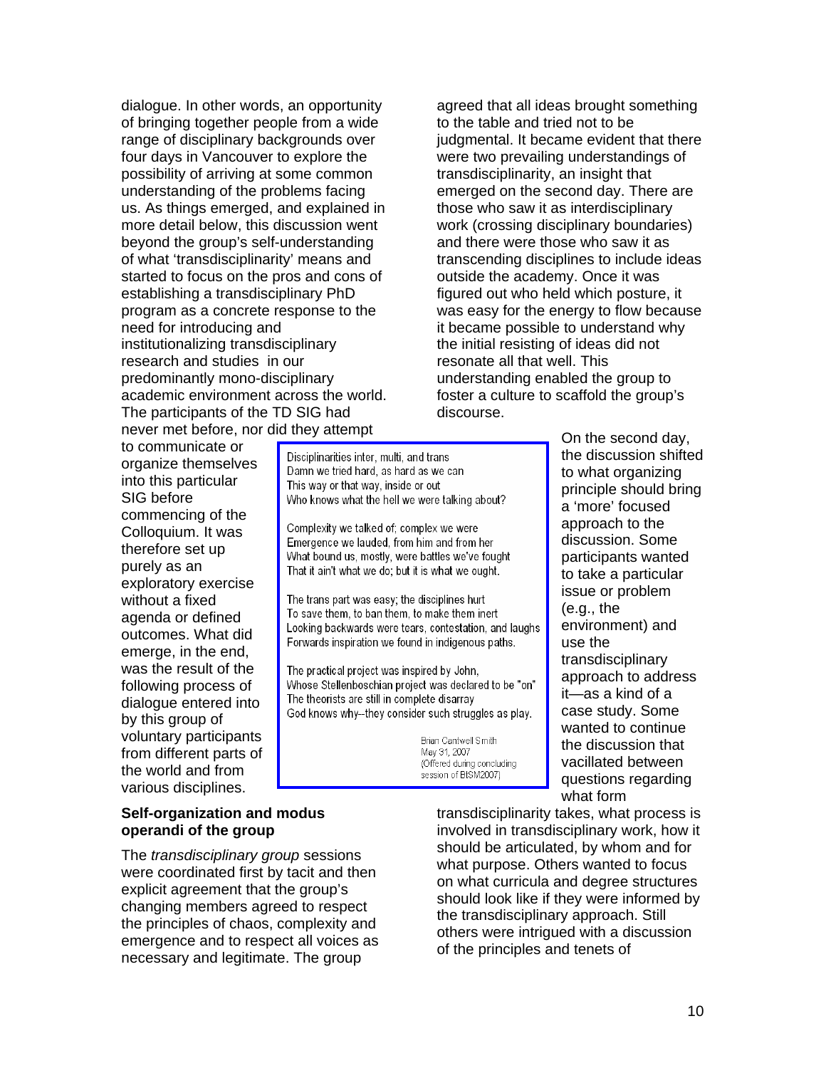dialogue. In other words, an opportunity of bringing together people from a wide range of disciplinary backgrounds over four days in Vancouver to explore the possibility of arriving at some common understanding of the problems facing us. As things emerged, and explained in more detail below, this discussion went beyond the group's self-understanding of what 'transdisciplinarity' means and started to focus on the pros and cons of establishing a transdisciplinary PhD program as a concrete response to the need for introducing and institutionalizing transdisciplinary research and studies in our predominantly mono-disciplinary academic environment across the world. The participants of the TD SIG had never met before, nor did they attempt to communicate or organize themselves into this particular SIG before commencing of the Colloquium. It was therefore set up purely as an exploratory exercise without a fixed agenda or defined outcomes. What did emerge, in the end, was the result of the following process of dialogue entered into by this group of voluntary participants from different parts of the world and from various disciplines.

> Disciplinarities inter, multi, and trans
> Damn we tried hard, as hard as we can
> This way or that way, inside or out
> Who knows what the hell we were talking about?
>
> Complexity we talked of; complex we were
> Emergence we lauded, from him and from her
> What bound us, mostly, were battles we've fought
> That it ain't what we do; but it is what we ought.
>
> The trans part was easy; the disciplines hurt
> To save them, to ban them, to make them inert
> Looking backwards were tears, contestation, and laughs
> Forwards inspiration we found in indigenous paths.
>
> The practical project was inspired by John,
> Whose Stellenboschian project was declared to be "on"
> The theorists are still in complete disarray
> God knows why--they consider such struggles as play.
>
> Brian Cantwell Smith
> May 31, 2007
> (Offered during concluding session of BISM2007)

## Self-organization and modus operandi of the group

The *transdisciplinary group* sessions were coordinated first by tacit and then explicit agreement that the group's changing members agreed to respect the principles of chaos, complexity and emergence and to respect all voices as necessary and legitimate. The group agreed that all ideas brought something to the table and tried not to be judgmental. It became evident that there were two prevailing understandings of transdisciplinarity, an insight that emerged on the second day. There are those who saw it as interdisciplinary work (crossing disciplinary boundaries) and there were those who saw it as transcending disciplines to include ideas outside the academy. Once it was figured out who held which posture, it was easy for the energy to flow because it became possible to understand why the initial resisting of ideas did not resonate all that well. This understanding enabled the group to foster a culture to scaffold the group's discourse.

On the second day, the discussion shifted to what organizing principle should bring a 'more' focused approach to the discussion. Some participants wanted to take a particular issue or problem (e.g., the environment) and use the transdisciplinary approach to address it—as a kind of a case study. Some wanted to continue the discussion that vacillated between questions regarding what form transdisciplinarity takes, what process is involved in transdisciplinary work, how it should be articulated, by whom and for what purpose. Others wanted to focus on what curricula and degree structures should look like if they were informed by the transdisciplinary approach. Still others were intrigued with a discussion of the principles and tenets of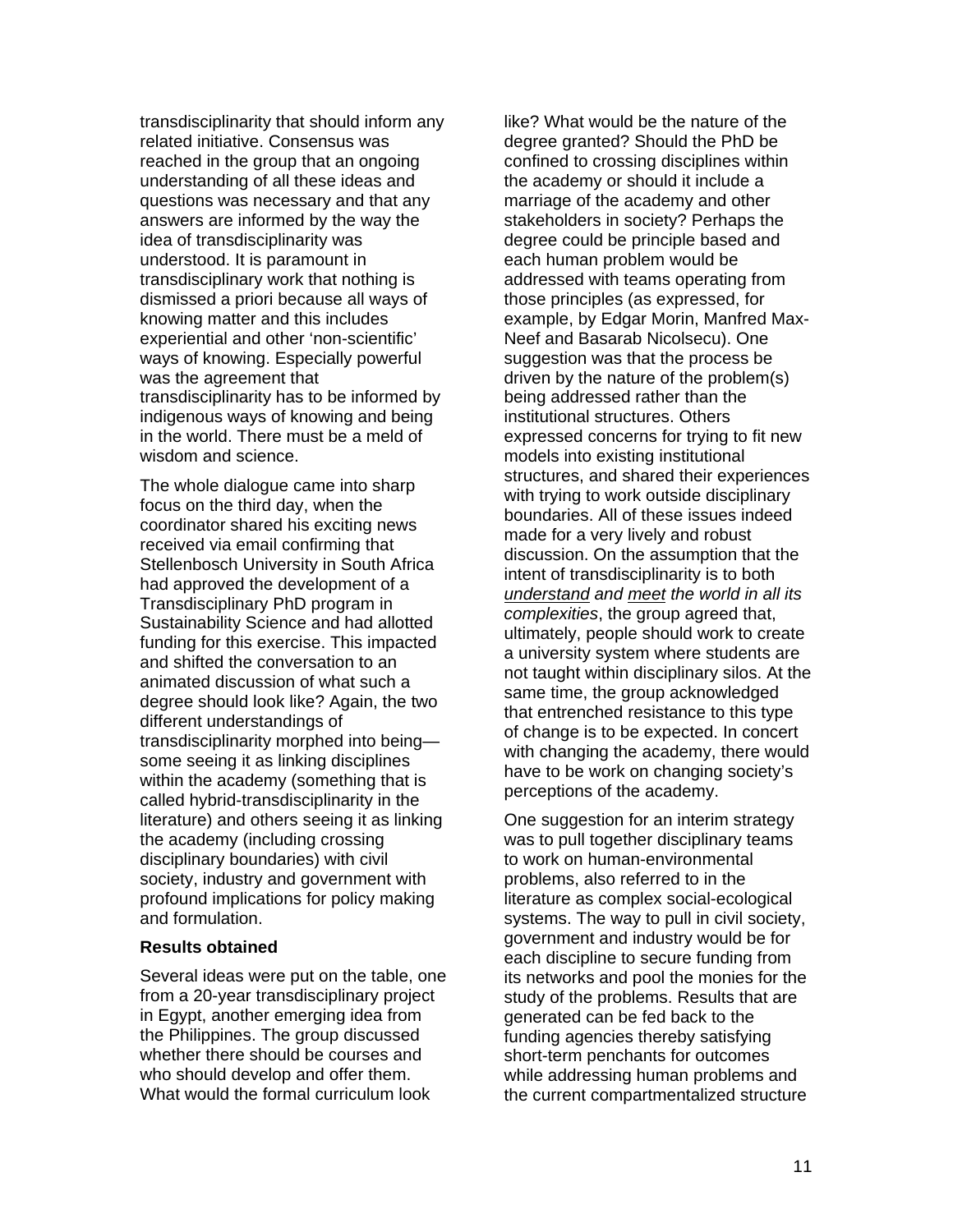transdisciplinarity that should inform any related initiative. Consensus was reached in the group that an ongoing understanding of all these ideas and questions was necessary and that any answers are informed by the way the idea of transdisciplinarity was understood. It is paramount in transdisciplinary work that nothing is dismissed a priori because all ways of knowing matter and this includes experiential and other 'non-scientific' ways of knowing. Especially powerful was the agreement that transdisciplinarity has to be informed by indigenous ways of knowing and being in the world. There must be a meld of wisdom and science.

The whole dialogue came into sharp focus on the third day, when the coordinator shared his exciting news received via email confirming that Stellenbosch University in South Africa had approved the development of a Transdisciplinary PhD program in Sustainability Science and had allotted funding for this exercise. This impacted and shifted the conversation to an animated discussion of what such a degree should look like? Again, the two different understandings of transdisciplinarity morphed into being—some seeing it as linking disciplines within the academy (something that is called hybrid-transdisciplinarity in the literature) and others seeing it as linking the academy (including crossing disciplinary boundaries) with civil society, industry and government with profound implications for policy making and formulation.

**Results obtained**

Several ideas were put on the table, one from a 20-year transdisciplinary project in Egypt, another emerging idea from the Philippines. The group discussed whether there should be courses and who should develop and offer them. What would the formal curriculum look like? What would be the nature of the degree granted? Should the PhD be confined to crossing disciplines within the academy or should it include a marriage of the academy and other stakeholders in society? Perhaps the degree could be principle based and each human problem would be addressed with teams operating from those principles (as expressed, for example, by Edgar Morin, Manfred Max-Neef and Basarab Nicolsecu). One suggestion was that the process be driven by the nature of the problem(s) being addressed rather than the institutional structures. Others expressed concerns for trying to fit new models into existing institutional structures, and shared their experiences with trying to work outside disciplinary boundaries. All of these issues indeed made for a very lively and robust discussion. On the assumption that the intent of transdisciplinarity is to both *understand and meet the world in all its complexities*, the group agreed that, ultimately, people should work to create a university system where students are not taught within disciplinary silos. At the same time, the group acknowledged that entrenched resistance to this type of change is to be expected. In concert with changing the academy, there would have to be work on changing society's perceptions of the academy.

One suggestion for an interim strategy was to pull together disciplinary teams to work on human-environmental problems, also referred to in the literature as complex social-ecological systems. The way to pull in civil society, government and industry would be for each discipline to secure funding from its networks and pool the monies for the study of the problems. Results that are generated can be fed back to the funding agencies thereby satisfying short-term penchants for outcomes while addressing human problems and the current compartmentalized structure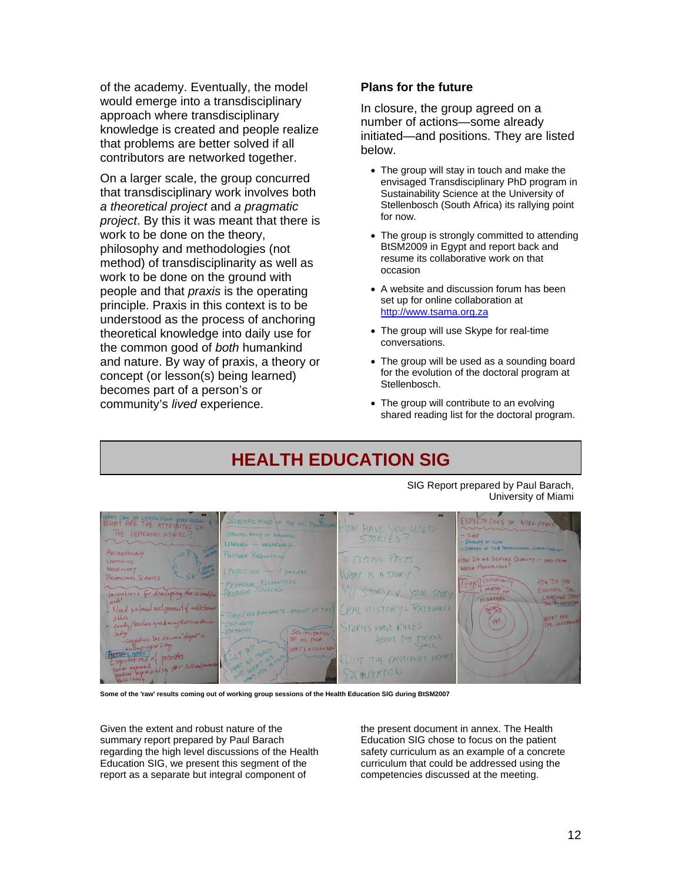of the academy. Eventually, the model would emerge into a transdisciplinary approach where transdisciplinary knowledge is created and people realize that problems are better solved if all contributors are networked together.

On a larger scale, the group concurred that transdisciplinary work involves both *a theoretical project* and *a pragmatic project*. By this it was meant that there is work to be done on the theory, philosophy and methodologies (not method) of transdisciplinarity as well as work to be done on the ground with people and that *praxis* is the operating principle. Praxis in this context is to be understood as the process of anchoring theoretical knowledge into daily use for the common good of *both* humankind and nature. By way of praxis, a theory or concept (or lesson(s) being learned) becomes part of a person's or community's *lived* experience.

**Plans for the future**

In closure, the group agreed on a number of actions—some already initiated—and positions. They are listed below.

- The group will stay in touch and make the envisaged Transdisciplinary PhD program in Sustainability Science at the University of Stellenbosch (South Africa) its rallying point for now.
- The group is strongly committed to attending BtSM2009 in Egypt and report back and resume its collaborative work on that occasion
- A website and discussion forum has been set up for online collaboration at http://www.tsama.org.za
- The group will use Skype for real-time conversations.
- The group will be used as a sounding board for the evolution of the doctoral program at Stellenbosch.
- The group will contribute to an evolving shared reading list for the doctoral program.

## HEALTH EDUCATION SIG

SIG Report prepared by Paul Barach, University of Miami

**Some of the 'raw' results coming out of working group sessions of the Health Education SIG during BtSM2007**

Given the extent and robust nature of the summary report prepared by Paul Barach regarding the high level discussions of the Health Education SIG, we present this segment of the report as a separate but integral component of the present document in annex. The Health Education SIG chose to focus on the patient safety curriculum as an example of a concrete curriculum that could be addressed using the competencies discussed at the meeting.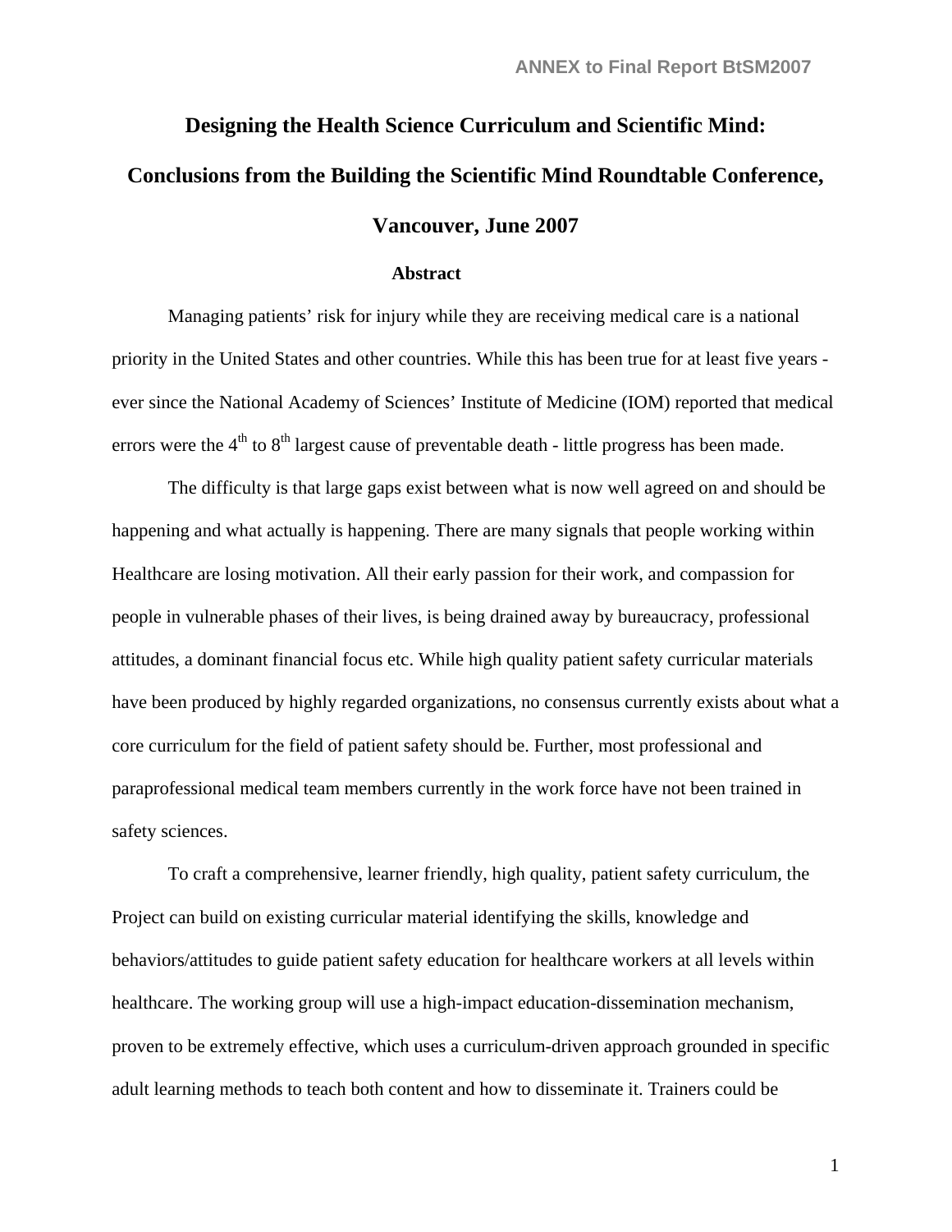# Designing the Health Science Curriculum and Scientific Mind: Conclusions from the Building the Scientific Mind Roundtable Conference, Vancouver, June 2007

## Abstract

Managing patients' risk for injury while they are receiving medical care is a national priority in the United States and other countries. While this has been true for at least five years - ever since the National Academy of Sciences' Institute of Medicine (IOM) reported that medical errors were the 4th to 8th largest cause of preventable death - little progress has been made.

The difficulty is that large gaps exist between what is now well agreed on and should be happening and what actually is happening. There are many signals that people working within Healthcare are losing motivation. All their early passion for their work, and compassion for people in vulnerable phases of their lives, is being drained away by bureaucracy, professional attitudes, a dominant financial focus etc. While high quality patient safety curricular materials have been produced by highly regarded organizations, no consensus currently exists about what a core curriculum for the field of patient safety should be. Further, most professional and paraprofessional medical team members currently in the work force have not been trained in safety sciences.

To craft a comprehensive, learner friendly, high quality, patient safety curriculum, the Project can build on existing curricular material identifying the skills, knowledge and behaviors/attitudes to guide patient safety education for healthcare workers at all levels within healthcare. The working group will use a high-impact education-dissemination mechanism, proven to be extremely effective, which uses a curriculum-driven approach grounded in specific adult learning methods to teach both content and how to disseminate it. Trainers could be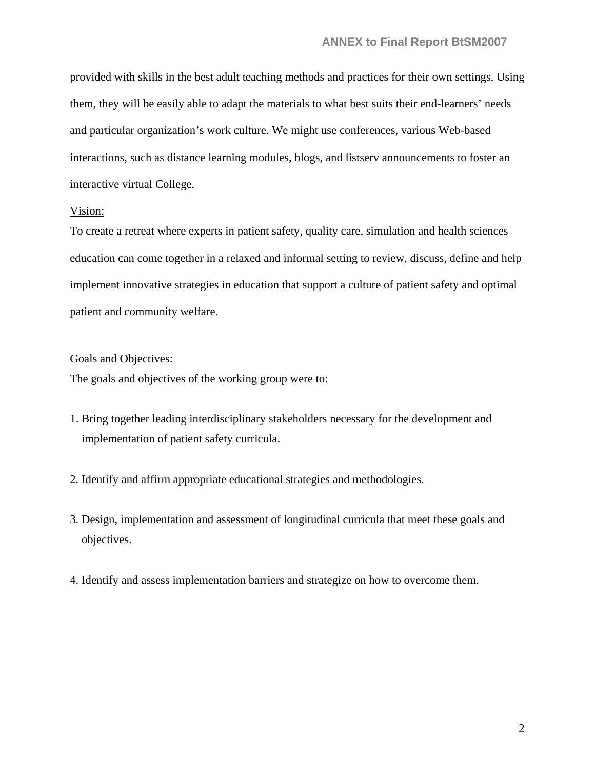provided with skills in the best adult teaching methods and practices for their own settings. Using them, they will be easily able to adapt the materials to what best suits their end-learners' needs and particular organization's work culture. We might use conferences, various Web-based interactions, such as distance learning modules, blogs, and listserv announcements to foster an interactive virtual College.

<u>Vision:</u>

To create a retreat where experts in patient safety, quality care, simulation and health sciences education can come together in a relaxed and informal setting to review, discuss, define and help implement innovative strategies in education that support a culture of patient safety and optimal patient and community welfare.

<u>Goals and Objectives:</u>

The goals and objectives of the working group were to:

1. Bring together leading interdisciplinary stakeholders necessary for the development and implementation of patient safety curricula.

2. Identify and affirm appropriate educational strategies and methodologies.

3. Design, implementation and assessment of longitudinal curricula that meet these goals and objectives.

4. Identify and assess implementation barriers and strategize on how to overcome them.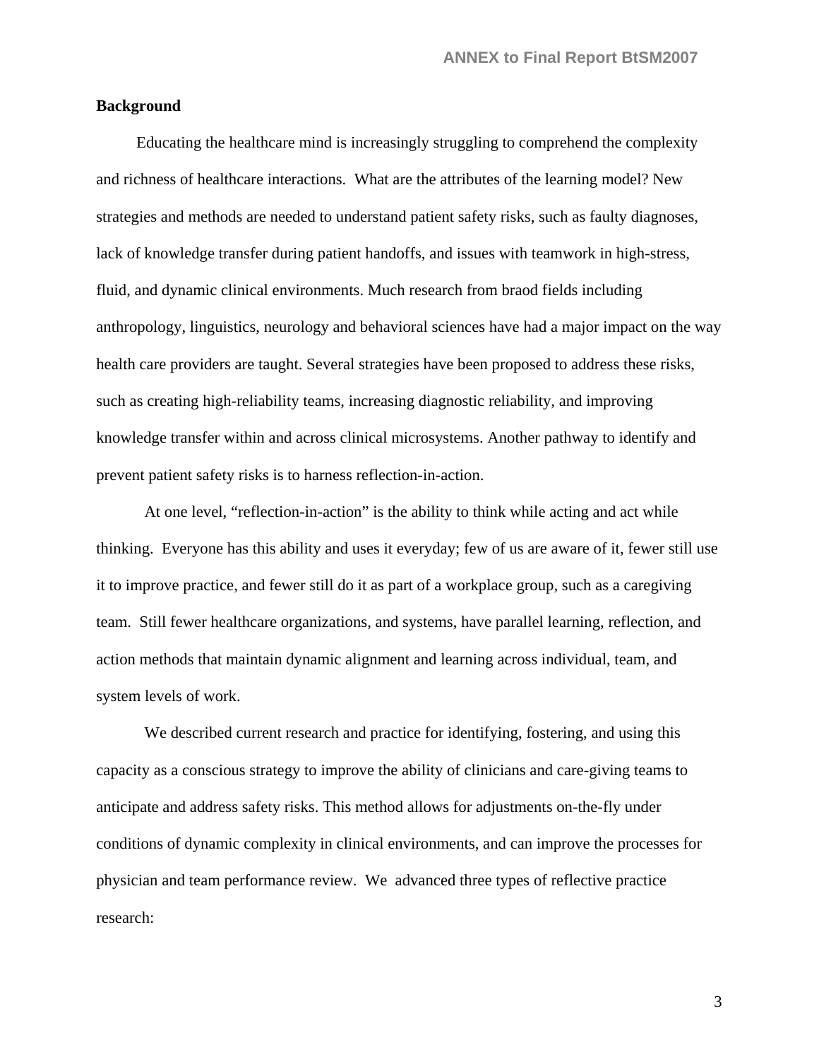**Background**

Educating the healthcare mind is increasingly struggling to comprehend the complexity and richness of healthcare interactions. What are the attributes of the learning model? New strategies and methods are needed to understand patient safety risks, such as faulty diagnoses, lack of knowledge transfer during patient handoffs, and issues with teamwork in high-stress, fluid, and dynamic clinical environments. Much research from braod fields including anthropology, linguistics, neurology and behavioral sciences have had a major impact on the way health care providers are taught. Several strategies have been proposed to address these risks, such as creating high-reliability teams, increasing diagnostic reliability, and improving knowledge transfer within and across clinical microsystems. Another pathway to identify and prevent patient safety risks is to harness reflection-in-action.

At one level, "reflection-in-action" is the ability to think while acting and act while thinking. Everyone has this ability and uses it everyday; few of us are aware of it, fewer still use it to improve practice, and fewer still do it as part of a workplace group, such as a caregiving team. Still fewer healthcare organizations, and systems, have parallel learning, reflection, and action methods that maintain dynamic alignment and learning across individual, team, and system levels of work.

We described current research and practice for identifying, fostering, and using this capacity as a conscious strategy to improve the ability of clinicians and care-giving teams to anticipate and address safety risks. This method allows for adjustments on-the-fly under conditions of dynamic complexity in clinical environments, and can improve the processes for physician and team performance review. We advanced three types of reflective practice research: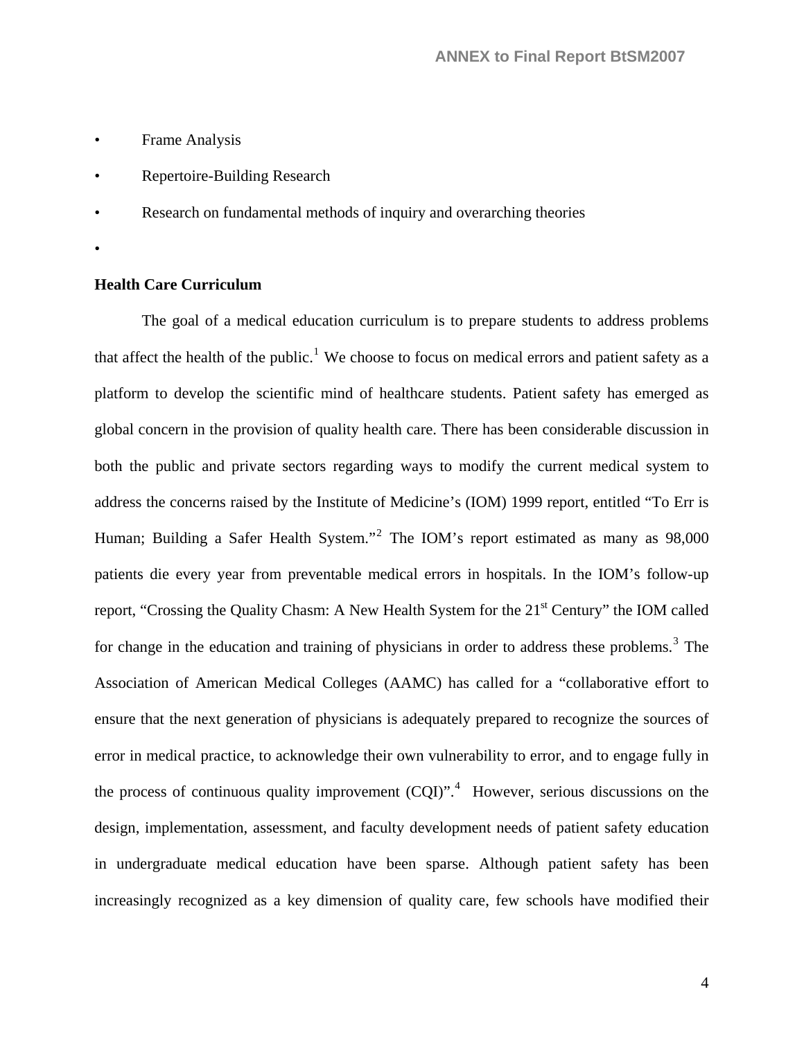- Frame Analysis
- Repertoire-Building Research
- Research on fundamental methods of inquiry and overarching theories
- 

**Health Care Curriculum**

The goal of a medical education curriculum is to prepare students to address problems that affect the health of the public.[1] We choose to focus on medical errors and patient safety as a platform to develop the scientific mind of healthcare students. Patient safety has emerged as global concern in the provision of quality health care. There has been considerable discussion in both the public and private sectors regarding ways to modify the current medical system to address the concerns raised by the Institute of Medicine's (IOM) 1999 report, entitled "To Err is Human; Building a Safer Health System."[2] The IOM's report estimated as many as 98,000 patients die every year from preventable medical errors in hospitals. In the IOM's follow-up report, "Crossing the Quality Chasm: A New Health System for the 21st Century" the IOM called for change in the education and training of physicians in order to address these problems.[3] The Association of American Medical Colleges (AAMC) has called for a "collaborative effort to ensure that the next generation of physicians is adequately prepared to recognize the sources of error in medical practice, to acknowledge their own vulnerability to error, and to engage fully in the process of continuous quality improvement (CQI)".[4] However, serious discussions on the design, implementation, assessment, and faculty development needs of patient safety education in undergraduate medical education have been sparse. Although patient safety has been increasingly recognized as a key dimension of quality care, few schools have modified their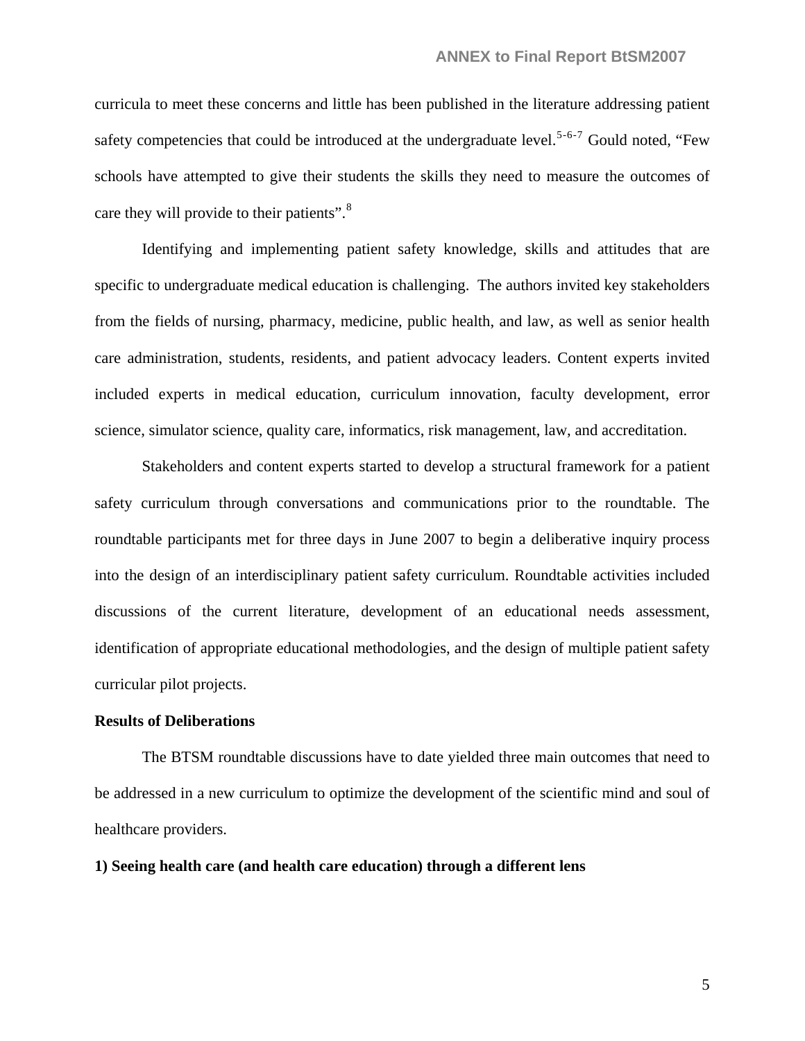curricula to meet these concerns and little has been published in the literature addressing patient safety competencies that could be introduced at the undergraduate level.[5-6-7] Gould noted, "Few schools have attempted to give their students the skills they need to measure the outcomes of care they will provide to their patients".[8]

Identifying and implementing patient safety knowledge, skills and attitudes that are specific to undergraduate medical education is challenging. The authors invited key stakeholders from the fields of nursing, pharmacy, medicine, public health, and law, as well as senior health care administration, students, residents, and patient advocacy leaders. Content experts invited included experts in medical education, curriculum innovation, faculty development, error science, simulator science, quality care, informatics, risk management, law, and accreditation.

Stakeholders and content experts started to develop a structural framework for a patient safety curriculum through conversations and communications prior to the roundtable. The roundtable participants met for three days in June 2007 to begin a deliberative inquiry process into the design of an interdisciplinary patient safety curriculum. Roundtable activities included discussions of the current literature, development of an educational needs assessment, identification of appropriate educational methodologies, and the design of multiple patient safety curricular pilot projects.

**Results of Deliberations**

The BTSM roundtable discussions have to date yielded three main outcomes that need to be addressed in a new curriculum to optimize the development of the scientific mind and soul of healthcare providers.

**1) Seeing health care (and health care education) through a different lens**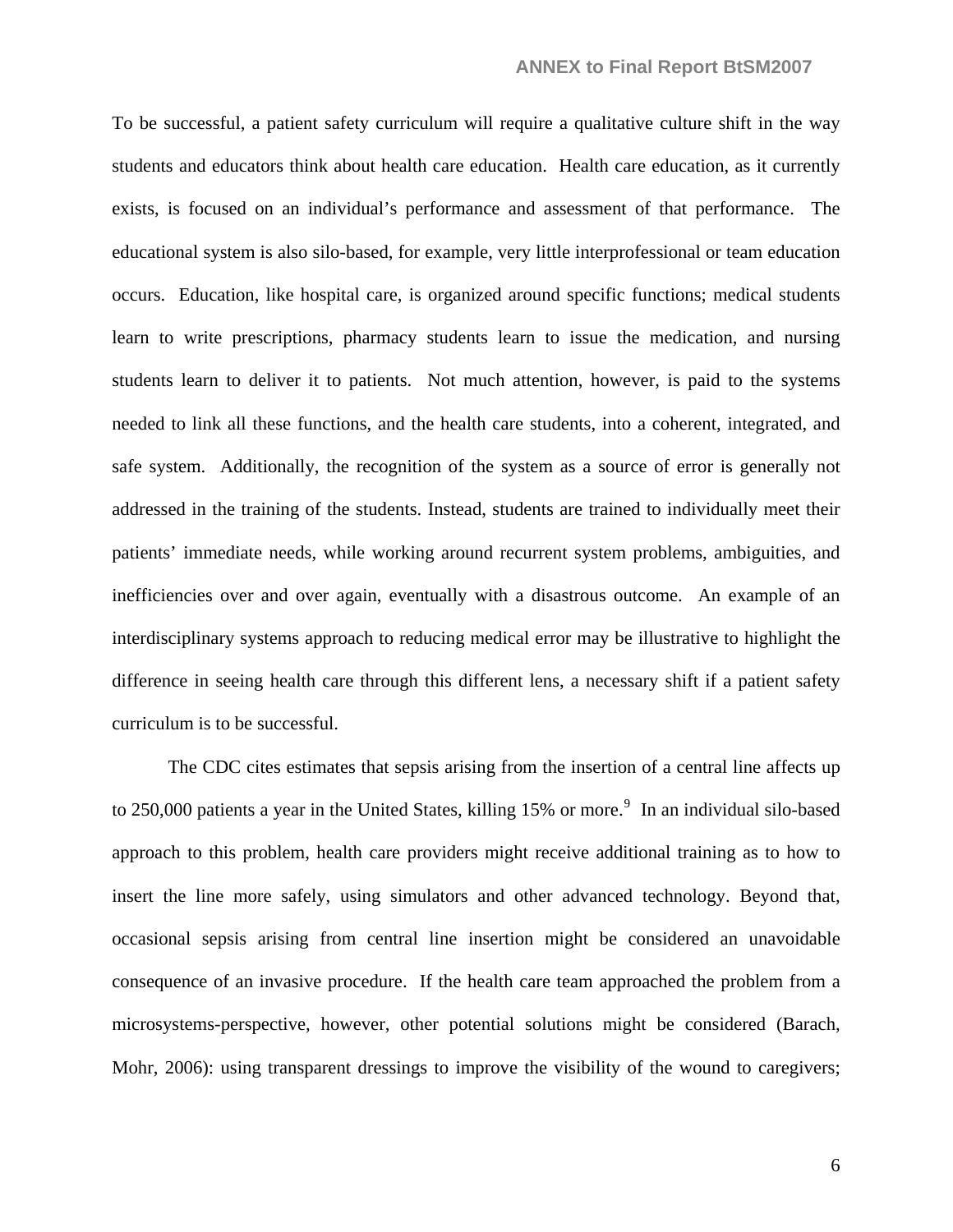To be successful, a patient safety curriculum will require a qualitative culture shift in the way students and educators think about health care education. Health care education, as it currently exists, is focused on an individual's performance and assessment of that performance. The educational system is also silo-based, for example, very little interprofessional or team education occurs. Education, like hospital care, is organized around specific functions; medical students learn to write prescriptions, pharmacy students learn to issue the medication, and nursing students learn to deliver it to patients. Not much attention, however, is paid to the systems needed to link all these functions, and the health care students, into a coherent, integrated, and safe system. Additionally, the recognition of the system as a source of error is generally not addressed in the training of the students. Instead, students are trained to individually meet their patients' immediate needs, while working around recurrent system problems, ambiguities, and inefficiencies over and over again, eventually with a disastrous outcome. An example of an interdisciplinary systems approach to reducing medical error may be illustrative to highlight the difference in seeing health care through this different lens, a necessary shift if a patient safety curriculum is to be successful.

The CDC cites estimates that sepsis arising from the insertion of a central line affects up to 250,000 patients a year in the United States, killing 15% or more.[9] In an individual silo-based approach to this problem, health care providers might receive additional training as to how to insert the line more safely, using simulators and other advanced technology. Beyond that, occasional sepsis arising from central line insertion might be considered an unavoidable consequence of an invasive procedure. If the health care team approached the problem from a microsystems-perspective, however, other potential solutions might be considered (Barach, Mohr, 2006): using transparent dressings to improve the visibility of the wound to caregivers;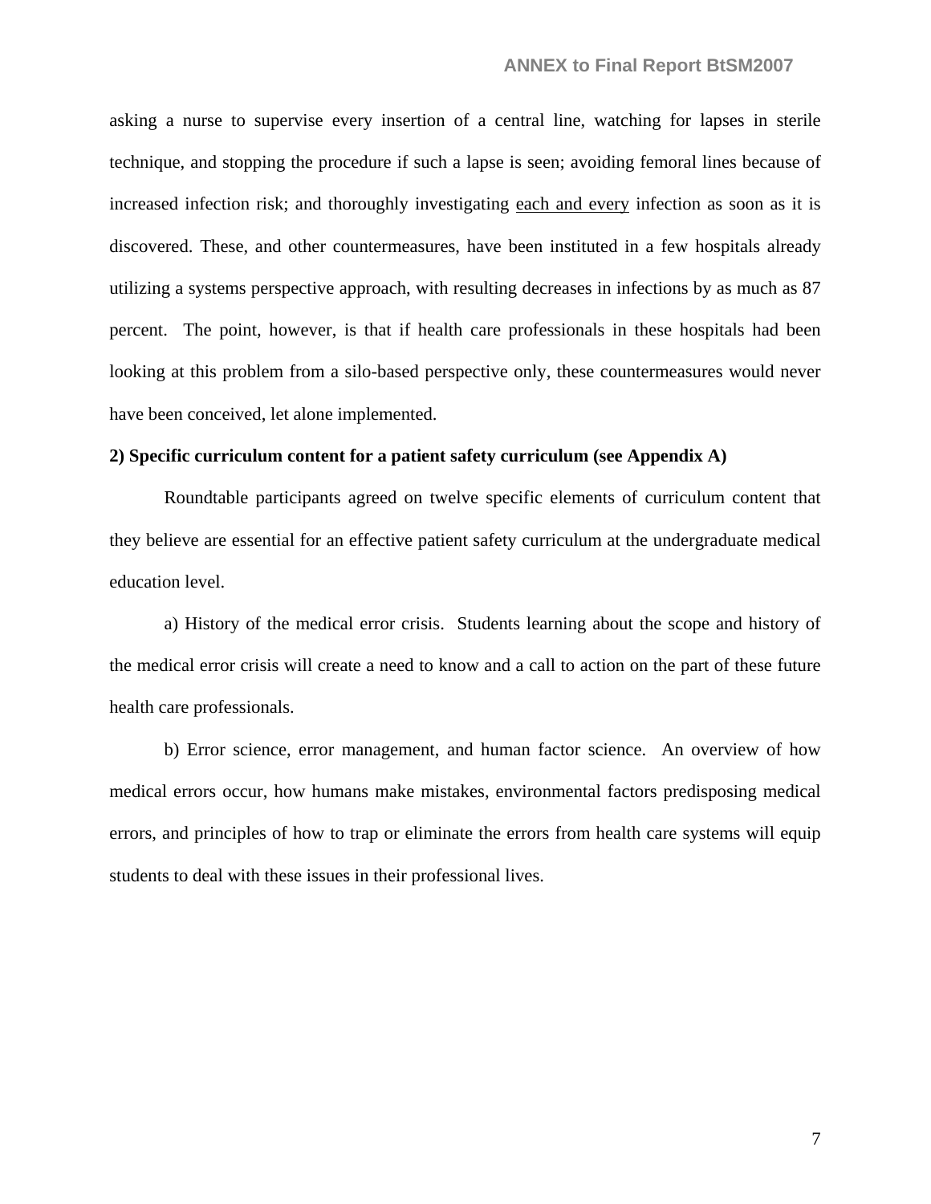asking a nurse to supervise every insertion of a central line, watching for lapses in sterile technique, and stopping the procedure if such a lapse is seen; avoiding femoral lines because of increased infection risk; and thoroughly investigating <u>each and every</u> infection as soon as it is discovered. These, and other countermeasures, have been instituted in a few hospitals already utilizing a systems perspective approach, with resulting decreases in infections by as much as 87 percent. The point, however, is that if health care professionals in these hospitals had been looking at this problem from a silo-based perspective only, these countermeasures would never have been conceived, let alone implemented.

**2) Specific curriculum content for a patient safety curriculum (see Appendix A)**

Roundtable participants agreed on twelve specific elements of curriculum content that they believe are essential for an effective patient safety curriculum at the undergraduate medical education level.

a) History of the medical error crisis. Students learning about the scope and history of the medical error crisis will create a need to know and a call to action on the part of these future health care professionals.

b) Error science, error management, and human factor science. An overview of how medical errors occur, how humans make mistakes, environmental factors predisposing medical errors, and principles of how to trap or eliminate the errors from health care systems will equip students to deal with these issues in their professional lives.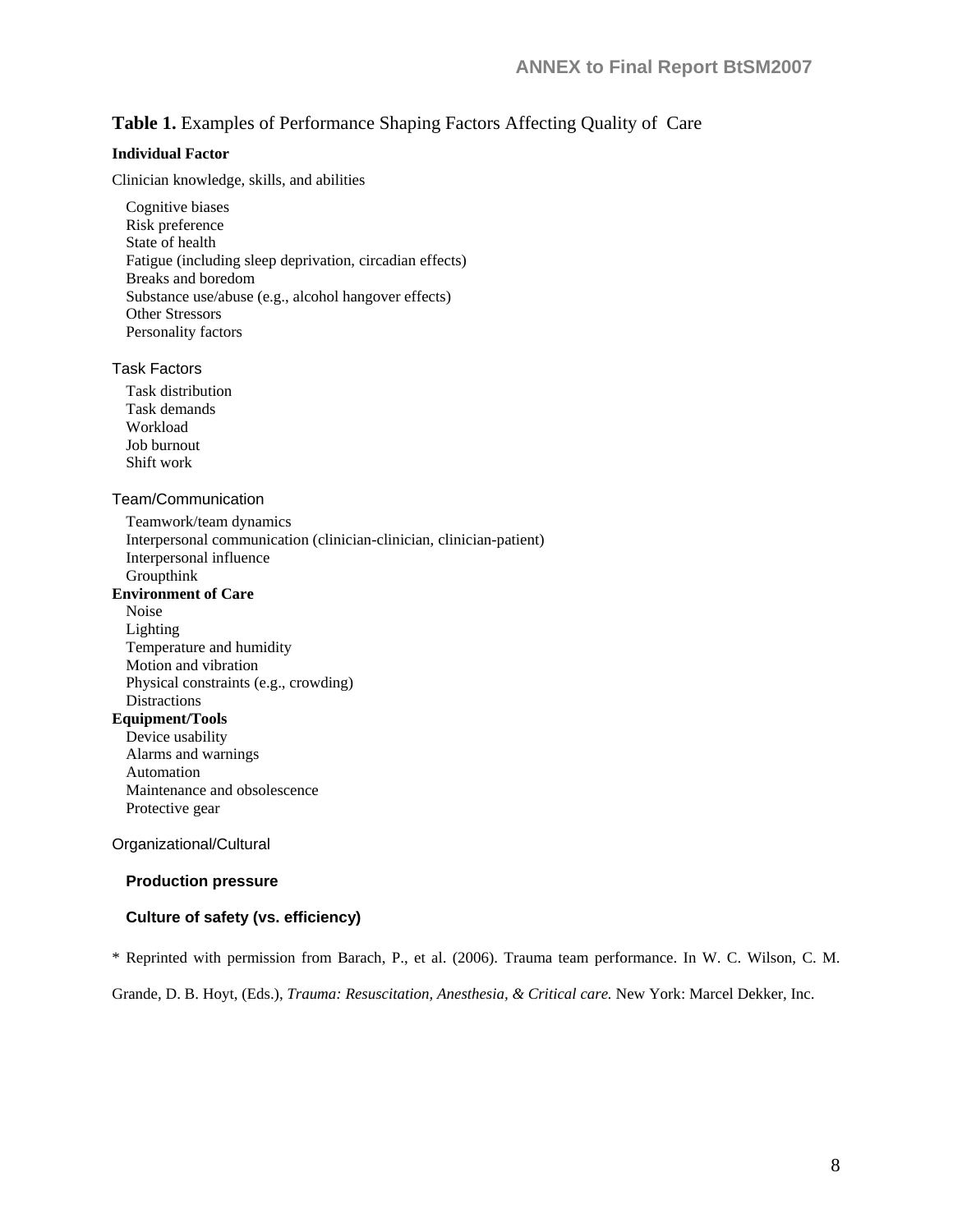**Table 1.** Examples of Performance Shaping Factors Affecting Quality of Care

**Individual Factor**

Clinician knowledge, skills, and abilities

- Cognitive biases
- Risk preference
- State of health
- Fatigue (including sleep deprivation, circadian effects)
- Breaks and boredom
- Substance use/abuse (e.g., alcohol hangover effects)
- Other Stressors
- Personality factors

Task Factors

- Task distribution
- Task demands
- Workload
- Job burnout
- Shift work

Team/Communication

- Teamwork/team dynamics
- Interpersonal communication (clinician-clinician, clinician-patient)
- Interpersonal influence
- Groupthink

**Environment of Care**

- Noise
- Lighting
- Temperature and humidity
- Motion and vibration
- Physical constraints (e.g., crowding)
- Distractions

**Equipment/Tools**

- Device usability
- Alarms and warnings
- Automation
- Maintenance and obsolescence
- Protective gear

Organizational/Cultural

- **Production pressure**
- **Culture of safety (vs. efficiency)**

\* Reprinted with permission from Barach, P., et al. (2006). Trauma team performance. In W. C. Wilson, C. M. Grande, D. B. Hoyt, (Eds.), *Trauma: Resuscitation, Anesthesia, & Critical care.* New York: Marcel Dekker, Inc.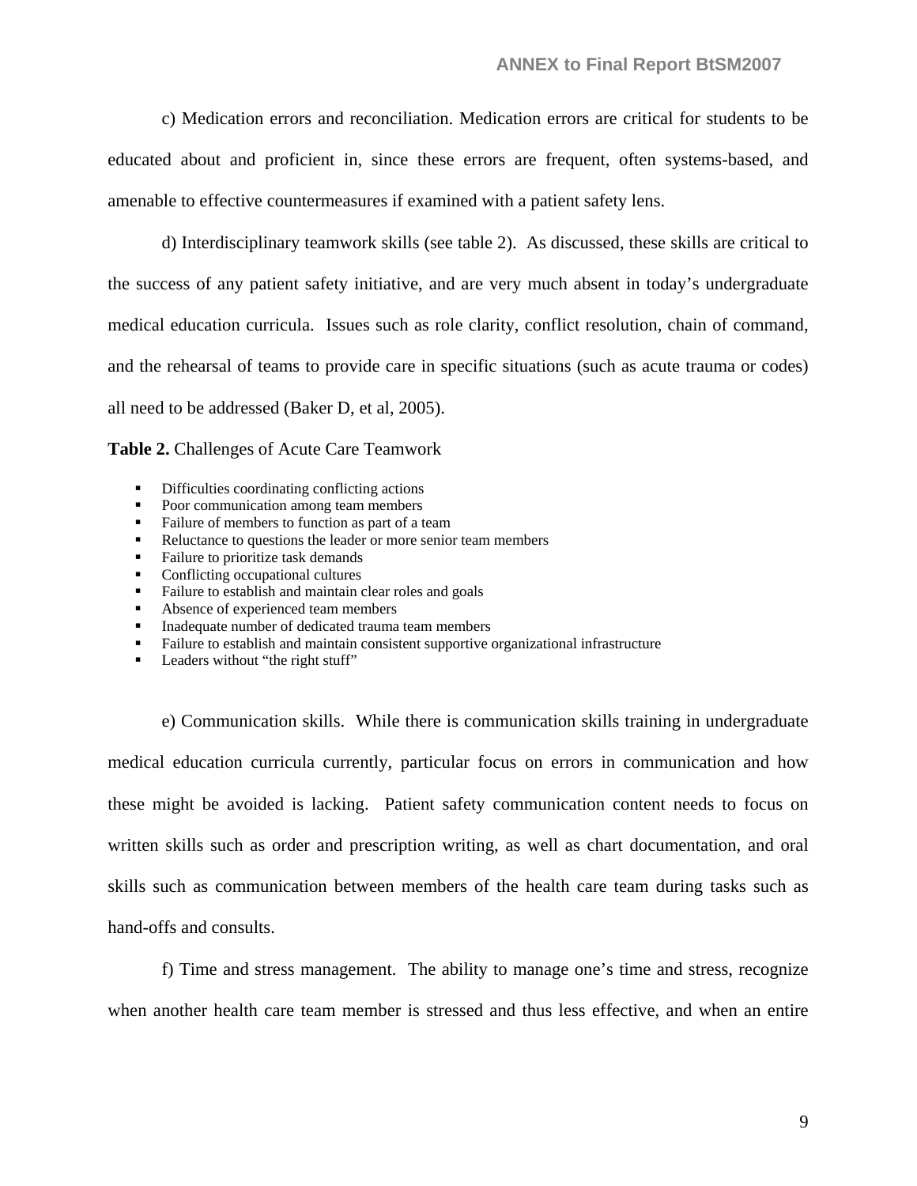c) Medication errors and reconciliation. Medication errors are critical for students to be educated about and proficient in, since these errors are frequent, often systems-based, and amenable to effective countermeasures if examined with a patient safety lens.

d) Interdisciplinary teamwork skills (see table 2). As discussed, these skills are critical to the success of any patient safety initiative, and are very much absent in today's undergraduate medical education curricula. Issues such as role clarity, conflict resolution, chain of command, and the rehearsal of teams to provide care in specific situations (such as acute trauma or codes) all need to be addressed (Baker D, et al, 2005).

**Table 2.** Challenges of Acute Care Teamwork

- Difficulties coordinating conflicting actions
- Poor communication among team members
- Failure of members to function as part of a team
- Reluctance to questions the leader or more senior team members
- Failure to prioritize task demands
- Conflicting occupational cultures
- Failure to establish and maintain clear roles and goals
- Absence of experienced team members
- Inadequate number of dedicated trauma team members
- Failure to establish and maintain consistent supportive organizational infrastructure
- Leaders without "the right stuff"

e) Communication skills. While there is communication skills training in undergraduate medical education curricula currently, particular focus on errors in communication and how these might be avoided is lacking. Patient safety communication content needs to focus on written skills such as order and prescription writing, as well as chart documentation, and oral skills such as communication between members of the health care team during tasks such as hand-offs and consults.

f) Time and stress management. The ability to manage one's time and stress, recognize when another health care team member is stressed and thus less effective, and when an entire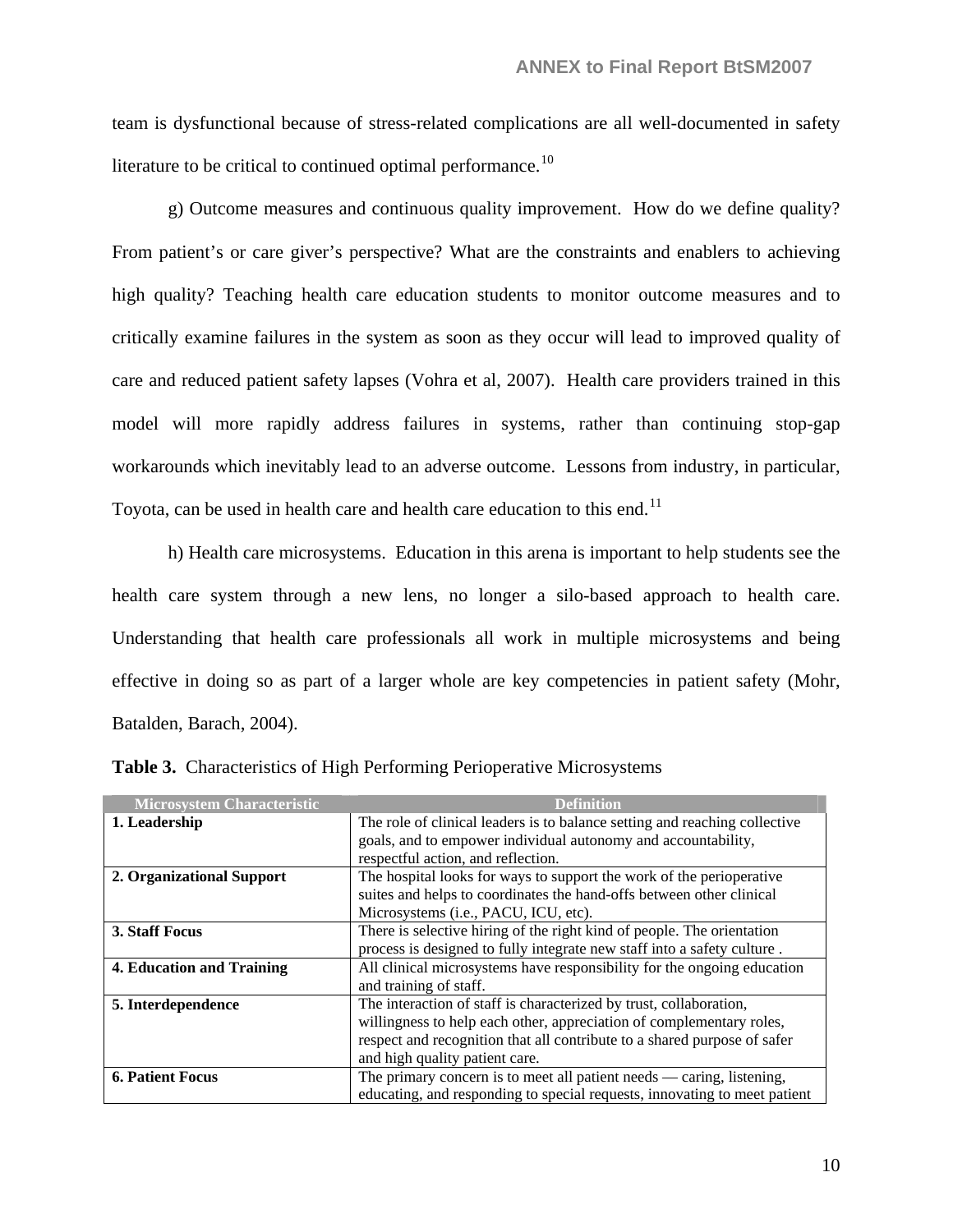team is dysfunctional because of stress-related complications are all well-documented in safety literature to be critical to continued optimal performance.[10]

g) Outcome measures and continuous quality improvement. How do we define quality? From patient's or care giver's perspective? What are the constraints and enablers to achieving high quality? Teaching health care education students to monitor outcome measures and to critically examine failures in the system as soon as they occur will lead to improved quality of care and reduced patient safety lapses (Vohra et al, 2007). Health care providers trained in this model will more rapidly address failures in systems, rather than continuing stop-gap workarounds which inevitably lead to an adverse outcome. Lessons from industry, in particular, Toyota, can be used in health care and health care education to this end.[11]

h) Health care microsystems. Education in this arena is important to help students see the health care system through a new lens, no longer a silo-based approach to health care. Understanding that health care professionals all work in multiple microsystems and being effective in doing so as part of a larger whole are key competencies in patient safety (Mohr, Batalden, Barach, 2004).

**Table 3.** Characteristics of High Performing Perioperative Microsystems

| Microsystem Characteristic | Definition |
|---|---|
| **1. Leadership** | The role of clinical leaders is to balance setting and reaching collective goals, and to empower individual autonomy and accountability, respectful action, and reflection. |
| **2. Organizational Support** | The hospital looks for ways to support the work of the perioperative suites and helps to coordinates the hand-offs between other clinical Microsystems (i.e., PACU, ICU, etc). |
| **3. Staff Focus** | There is selective hiring of the right kind of people. The orientation process is designed to fully integrate new staff into a safety culture . |
| **4. Education and Training** | All clinical microsystems have responsibility for the ongoing education and training of staff. |
| **5. Interdependence** | The interaction of staff is characterized by trust, collaboration, willingness to help each other, appreciation of complementary roles, respect and recognition that all contribute to a shared purpose of safer and high quality patient care. |
| **6. Patient Focus** | The primary concern is to meet all patient needs — caring, listening, educating, and responding to special requests, innovating to meet patient |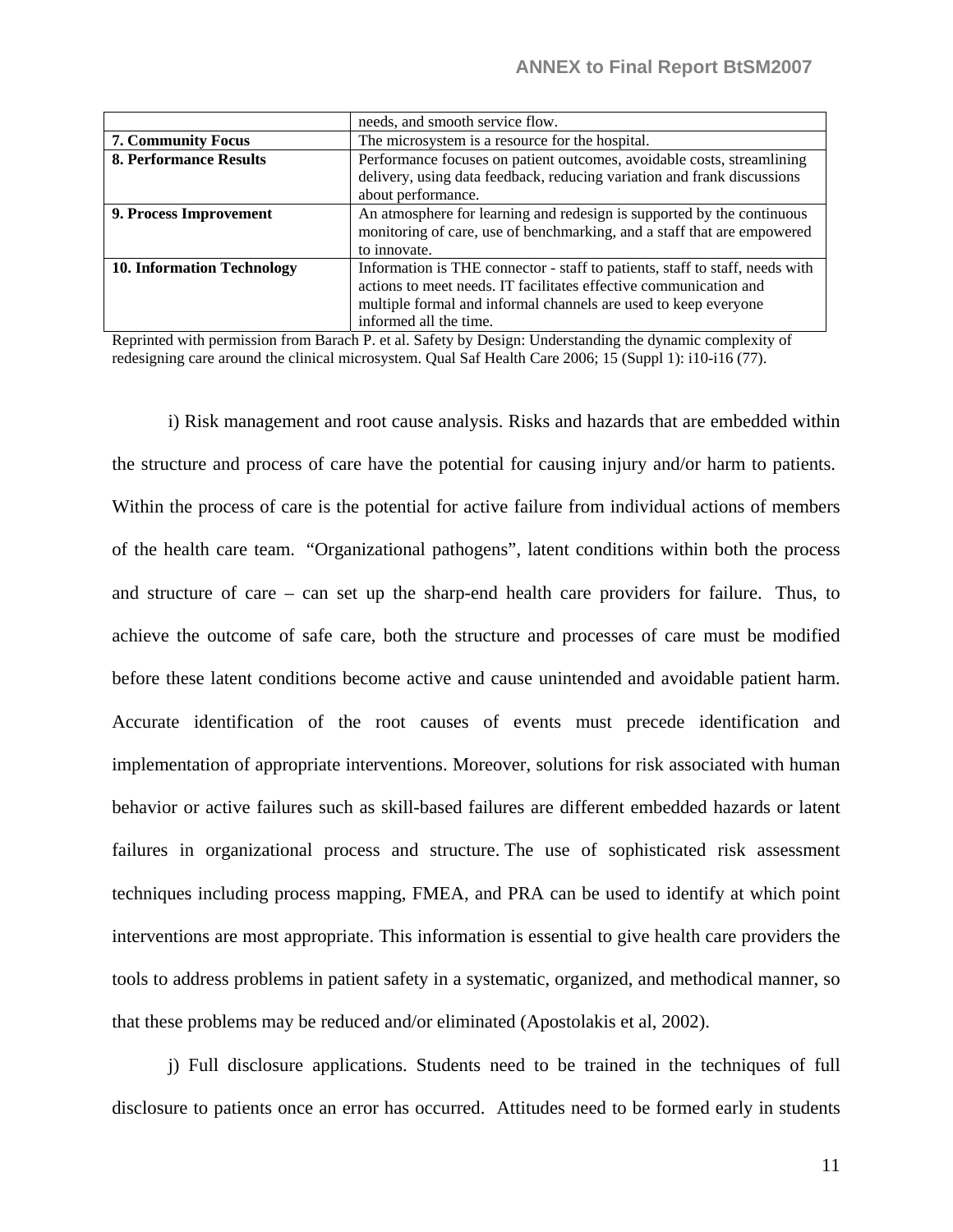| | |
|---|---|
| | needs, and smooth service flow. |
| **7. Community Focus** | The microsystem is a resource for the hospital. |
| **8. Performance Results** | Performance focuses on patient outcomes, avoidable costs, streamlining delivery, using data feedback, reducing variation and frank discussions about performance. |
| **9. Process Improvement** | An atmosphere for learning and redesign is supported by the continuous monitoring of care, use of benchmarking, and a staff that are empowered to innovate. |
| **10. Information Technology** | Information is THE connector - staff to patients, staff to staff, needs with actions to meet needs. IT facilitates effective communication and multiple formal and informal channels are used to keep everyone informed all the time. |

Reprinted with permission from Barach P. et al. Safety by Design: Understanding the dynamic complexity of redesigning care around the clinical microsystem. Qual Saf Health Care 2006; 15 (Suppl 1): i10-i16 (77).

i) Risk management and root cause analysis. Risks and hazards that are embedded within the structure and process of care have the potential for causing injury and/or harm to patients. Within the process of care is the potential for active failure from individual actions of members of the health care team. "Organizational pathogens", latent conditions within both the process and structure of care – can set up the sharp-end health care providers for failure. Thus, to achieve the outcome of safe care, both the structure and processes of care must be modified before these latent conditions become active and cause unintended and avoidable patient harm. Accurate identification of the root causes of events must precede identification and implementation of appropriate interventions. Moreover, solutions for risk associated with human behavior or active failures such as skill-based failures are different embedded hazards or latent failures in organizational process and structure. The use of sophisticated risk assessment techniques including process mapping, FMEA, and PRA can be used to identify at which point interventions are most appropriate. This information is essential to give health care providers the tools to address problems in patient safety in a systematic, organized, and methodical manner, so that these problems may be reduced and/or eliminated (Apostolakis et al, 2002).

j) Full disclosure applications. Students need to be trained in the techniques of full disclosure to patients once an error has occurred. Attitudes need to be formed early in students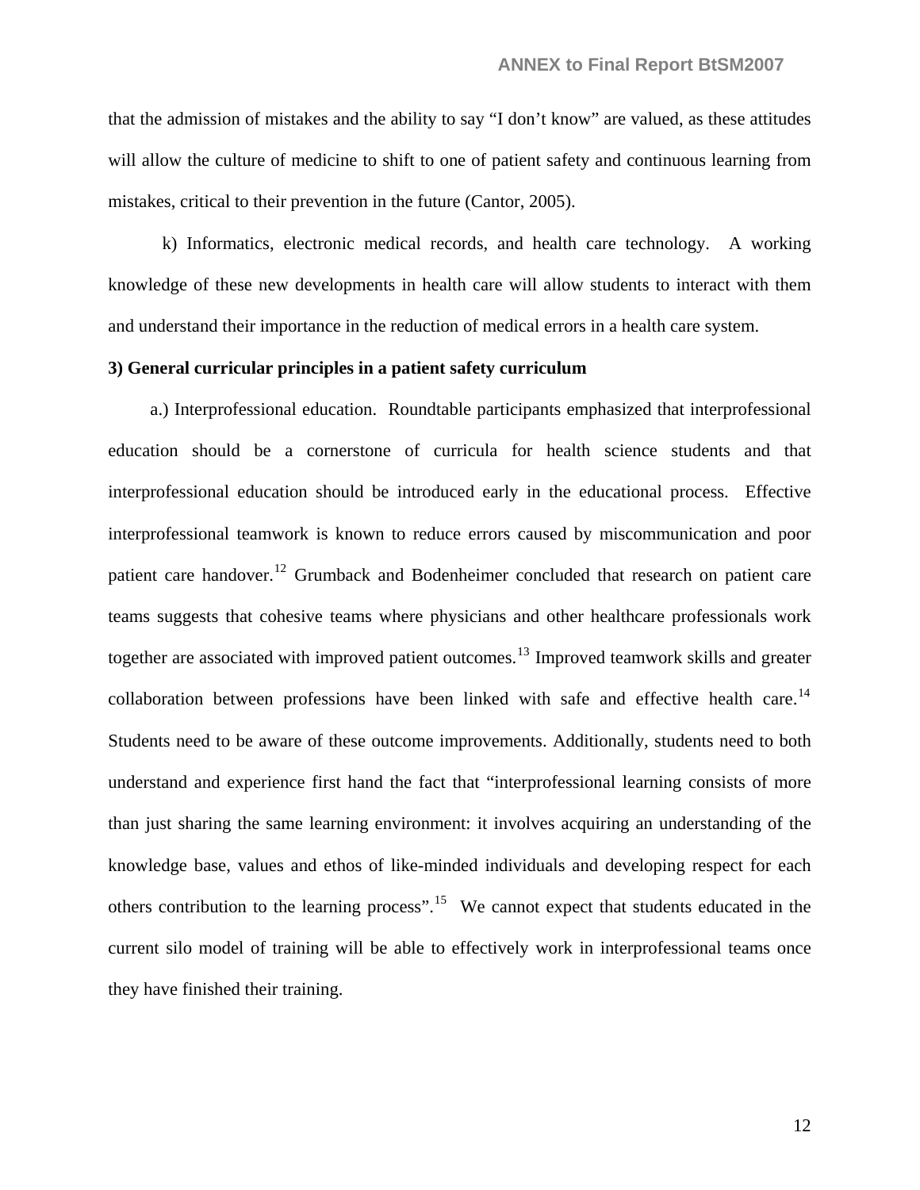that the admission of mistakes and the ability to say "I don't know" are valued, as these attitudes will allow the culture of medicine to shift to one of patient safety and continuous learning from mistakes, critical to their prevention in the future (Cantor, 2005).

k) Informatics, electronic medical records, and health care technology. A working knowledge of these new developments in health care will allow students to interact with them and understand their importance in the reduction of medical errors in a health care system.

**3) General curricular principles in a patient safety curriculum**

a.) Interprofessional education. Roundtable participants emphasized that interprofessional education should be a cornerstone of curricula for health science students and that interprofessional education should be introduced early in the educational process. Effective interprofessional teamwork is known to reduce errors caused by miscommunication and poor patient care handover.[12] Grumback and Bodenheimer concluded that research on patient care teams suggests that cohesive teams where physicians and other healthcare professionals work together are associated with improved patient outcomes.[13] Improved teamwork skills and greater collaboration between professions have been linked with safe and effective health care.[14] Students need to be aware of these outcome improvements. Additionally, students need to both understand and experience first hand the fact that "interprofessional learning consists of more than just sharing the same learning environment: it involves acquiring an understanding of the knowledge base, values and ethos of like-minded individuals and developing respect for each others contribution to the learning process".[15] We cannot expect that students educated in the current silo model of training will be able to effectively work in interprofessional teams once they have finished their training.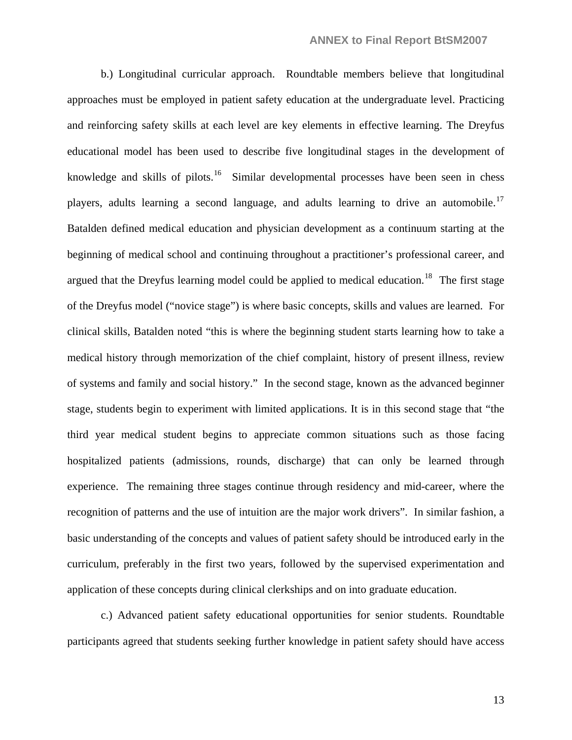b.) Longitudinal curricular approach. Roundtable members believe that longitudinal approaches must be employed in patient safety education at the undergraduate level. Practicing and reinforcing safety skills at each level are key elements in effective learning. The Dreyfus educational model has been used to describe five longitudinal stages in the development of knowledge and skills of pilots.[16] Similar developmental processes have been seen in chess players, adults learning a second language, and adults learning to drive an automobile.[17] Batalden defined medical education and physician development as a continuum starting at the beginning of medical school and continuing throughout a practitioner's professional career, and argued that the Dreyfus learning model could be applied to medical education.[18] The first stage of the Dreyfus model ("novice stage") is where basic concepts, skills and values are learned. For clinical skills, Batalden noted "this is where the beginning student starts learning how to take a medical history through memorization of the chief complaint, history of present illness, review of systems and family and social history." In the second stage, known as the advanced beginner stage, students begin to experiment with limited applications. It is in this second stage that "the third year medical student begins to appreciate common situations such as those facing hospitalized patients (admissions, rounds, discharge) that can only be learned through experience. The remaining three stages continue through residency and mid-career, where the recognition of patterns and the use of intuition are the major work drivers". In similar fashion, a basic understanding of the concepts and values of patient safety should be introduced early in the curriculum, preferably in the first two years, followed by the supervised experimentation and application of these concepts during clinical clerkships and on into graduate education.

c.) Advanced patient safety educational opportunities for senior students. Roundtable participants agreed that students seeking further knowledge in patient safety should have access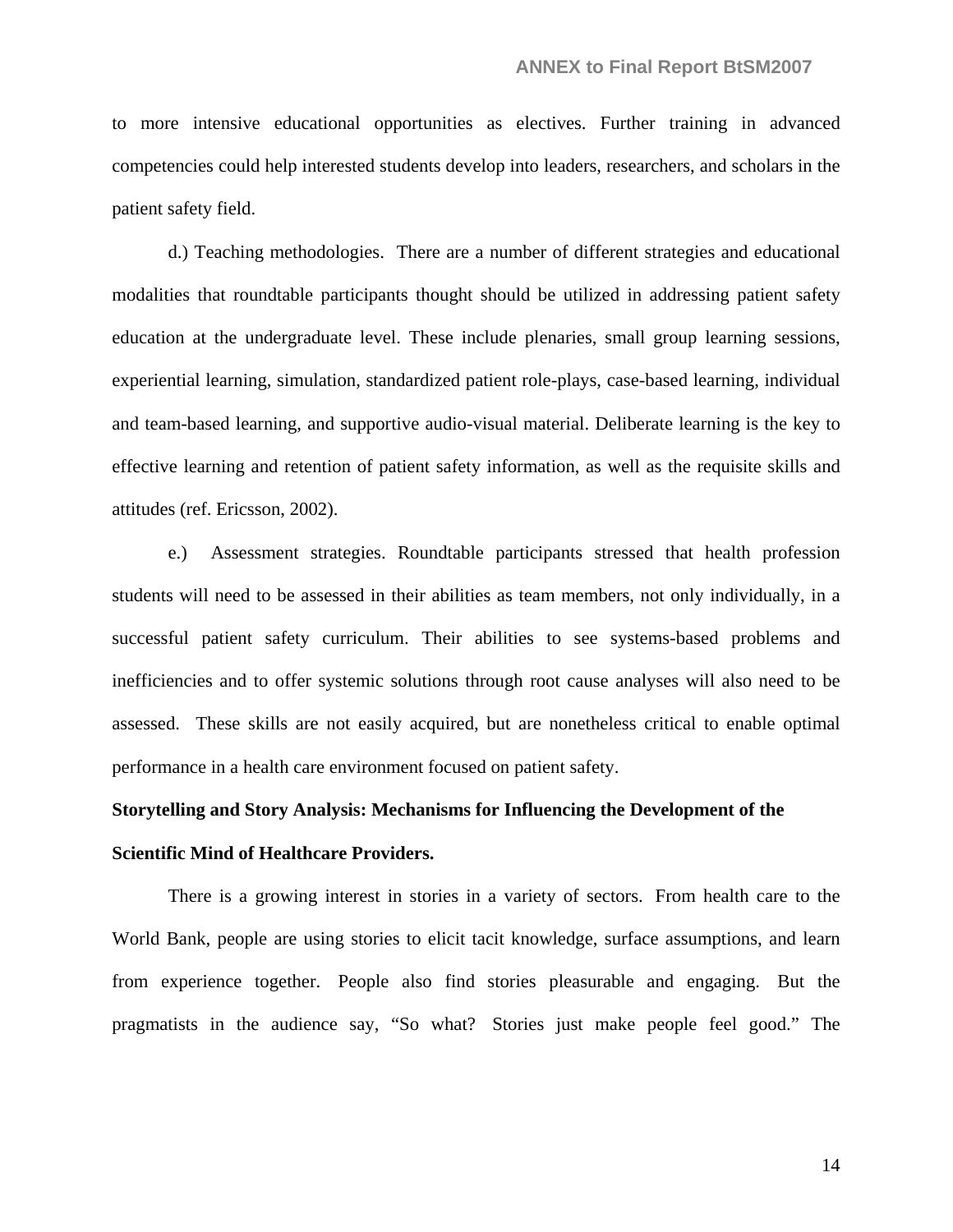to more intensive educational opportunities as electives. Further training in advanced competencies could help interested students develop into leaders, researchers, and scholars in the patient safety field.

d.) Teaching methodologies. There are a number of different strategies and educational modalities that roundtable participants thought should be utilized in addressing patient safety education at the undergraduate level. These include plenaries, small group learning sessions, experiential learning, simulation, standardized patient role-plays, case-based learning, individual and team-based learning, and supportive audio-visual material. Deliberate learning is the key to effective learning and retention of patient safety information, as well as the requisite skills and attitudes (ref. Ericsson, 2002).

e.) Assessment strategies. Roundtable participants stressed that health profession students will need to be assessed in their abilities as team members, not only individually, in a successful patient safety curriculum. Their abilities to see systems-based problems and inefficiencies and to offer systemic solutions through root cause analyses will also need to be assessed. These skills are not easily acquired, but are nonetheless critical to enable optimal performance in a health care environment focused on patient safety.

**Storytelling and Story Analysis: Mechanisms for Influencing the Development of the Scientific Mind of Healthcare Providers.**

There is a growing interest in stories in a variety of sectors. From health care to the World Bank, people are using stories to elicit tacit knowledge, surface assumptions, and learn from experience together. People also find stories pleasurable and engaging. But the pragmatists in the audience say, "So what? Stories just make people feel good." The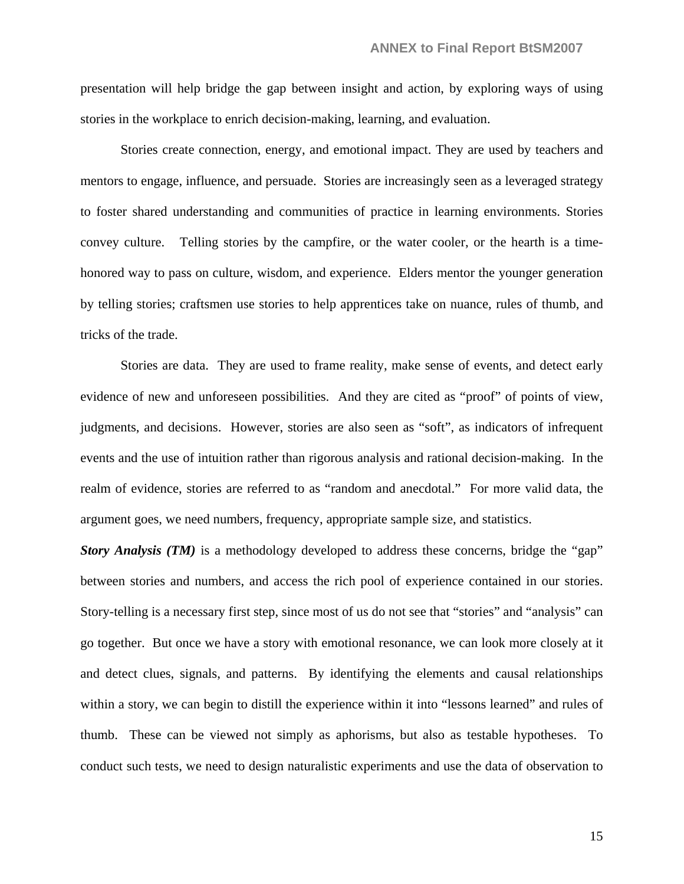presentation will help bridge the gap between insight and action, by exploring ways of using stories in the workplace to enrich decision-making, learning, and evaluation.

Stories create connection, energy, and emotional impact. They are used by teachers and mentors to engage, influence, and persuade. Stories are increasingly seen as a leveraged strategy to foster shared understanding and communities of practice in learning environments. Stories convey culture. Telling stories by the campfire, or the water cooler, or the hearth is a time-honored way to pass on culture, wisdom, and experience. Elders mentor the younger generation by telling stories; craftsmen use stories to help apprentices take on nuance, rules of thumb, and tricks of the trade.

Stories are data. They are used to frame reality, make sense of events, and detect early evidence of new and unforeseen possibilities. And they are cited as "proof" of points of view, judgments, and decisions. However, stories are also seen as "soft", as indicators of infrequent events and the use of intuition rather than rigorous analysis and rational decision-making. In the realm of evidence, stories are referred to as "random and anecdotal." For more valid data, the argument goes, we need numbers, frequency, appropriate sample size, and statistics.

***Story Analysis (TM)*** is a methodology developed to address these concerns, bridge the "gap" between stories and numbers, and access the rich pool of experience contained in our stories. Story-telling is a necessary first step, since most of us do not see that "stories" and "analysis" can go together. But once we have a story with emotional resonance, we can look more closely at it and detect clues, signals, and patterns. By identifying the elements and causal relationships within a story, we can begin to distill the experience within it into "lessons learned" and rules of thumb. These can be viewed not simply as aphorisms, but also as testable hypotheses. To conduct such tests, we need to design naturalistic experiments and use the data of observation to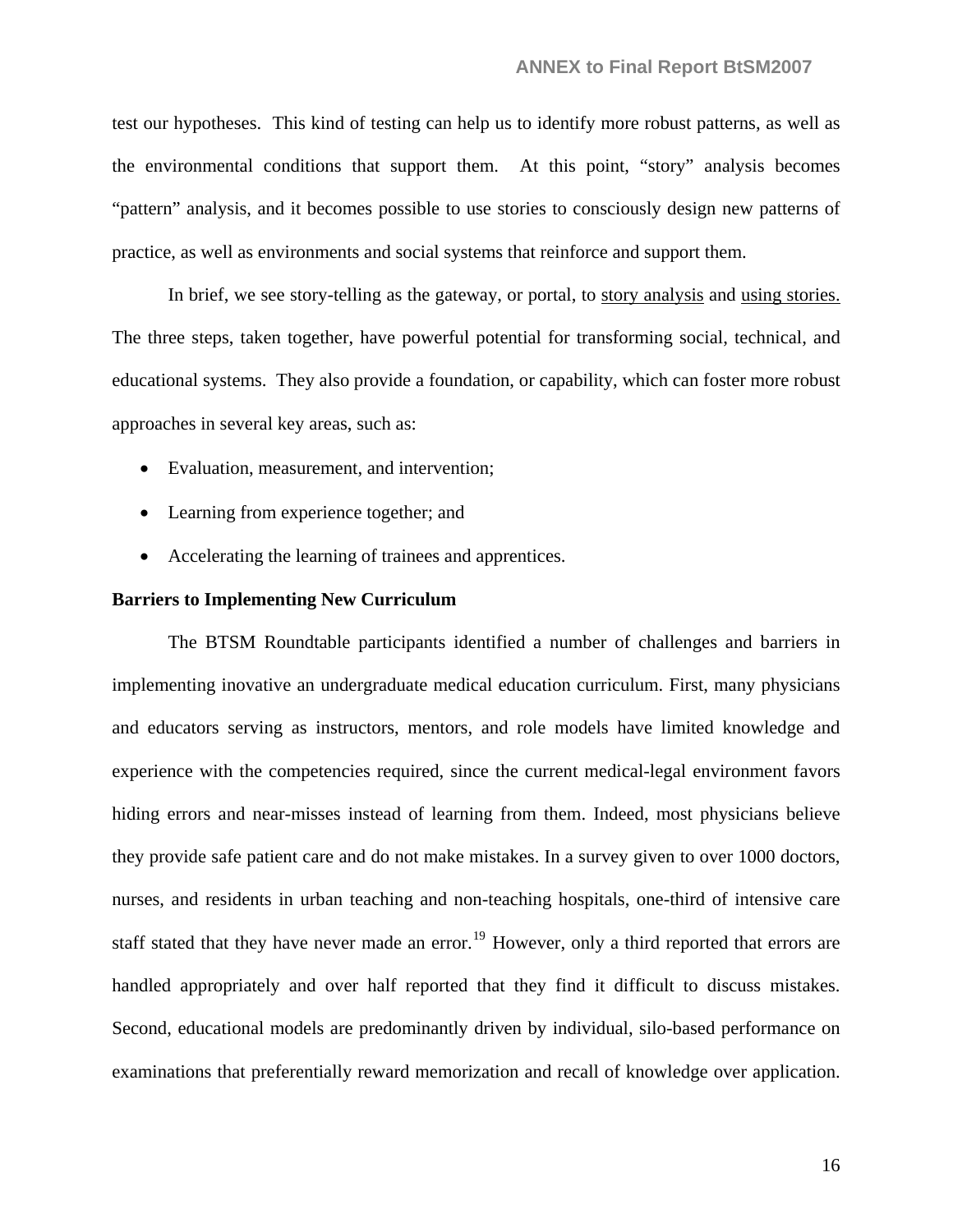test our hypotheses. This kind of testing can help us to identify more robust patterns, as well as the environmental conditions that support them. At this point, "story" analysis becomes "pattern" analysis, and it becomes possible to use stories to consciously design new patterns of practice, as well as environments and social systems that reinforce and support them.

In brief, we see story-telling as the gateway, or portal, to story analysis and using stories. The three steps, taken together, have powerful potential for transforming social, technical, and educational systems. They also provide a foundation, or capability, which can foster more robust approaches in several key areas, such as:

- Evaluation, measurement, and intervention;
- Learning from experience together; and
- Accelerating the learning of trainees and apprentices.

**Barriers to Implementing New Curriculum**

The BTSM Roundtable participants identified a number of challenges and barriers in implementing inovative an undergraduate medical education curriculum. First, many physicians and educators serving as instructors, mentors, and role models have limited knowledge and experience with the competencies required, since the current medical-legal environment favors hiding errors and near-misses instead of learning from them. Indeed, most physicians believe they provide safe patient care and do not make mistakes. In a survey given to over 1000 doctors, nurses, and residents in urban teaching and non-teaching hospitals, one-third of intensive care staff stated that they have never made an error.[19] However, only a third reported that errors are handled appropriately and over half reported that they find it difficult to discuss mistakes. Second, educational models are predominantly driven by individual, silo-based performance on examinations that preferentially reward memorization and recall of knowledge over application.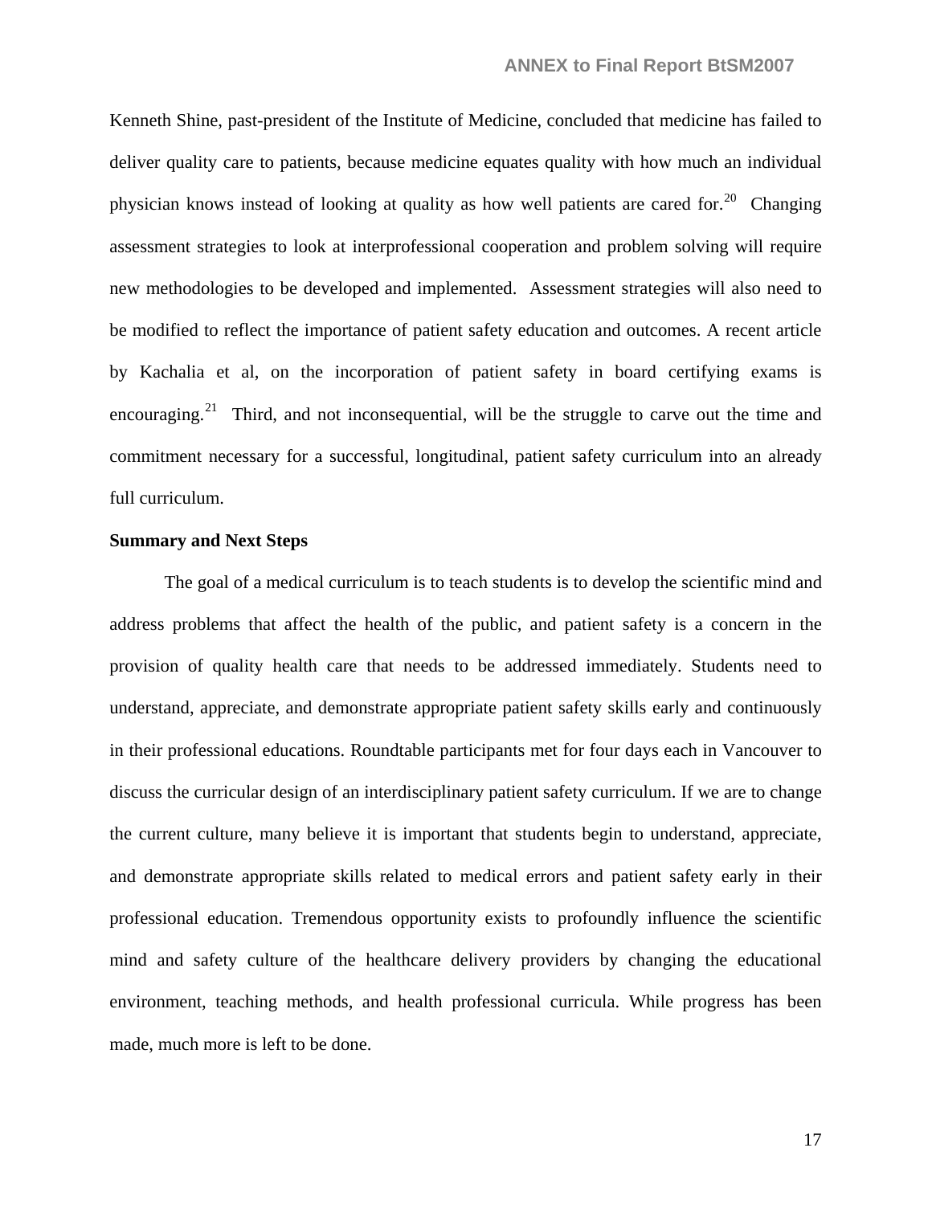Kenneth Shine, past-president of the Institute of Medicine, concluded that medicine has failed to deliver quality care to patients, because medicine equates quality with how much an individual physician knows instead of looking at quality as how well patients are cared for.[20] Changing assessment strategies to look at interprofessional cooperation and problem solving will require new methodologies to be developed and implemented. Assessment strategies will also need to be modified to reflect the importance of patient safety education and outcomes. A recent article by Kachalia et al, on the incorporation of patient safety in board certifying exams is encouraging.[21] Third, and not inconsequential, will be the struggle to carve out the time and commitment necessary for a successful, longitudinal, patient safety curriculum into an already full curriculum.

**Summary and Next Steps**

The goal of a medical curriculum is to teach students is to develop the scientific mind and address problems that affect the health of the public, and patient safety is a concern in the provision of quality health care that needs to be addressed immediately. Students need to understand, appreciate, and demonstrate appropriate patient safety skills early and continuously in their professional educations. Roundtable participants met for four days each in Vancouver to discuss the curricular design of an interdisciplinary patient safety curriculum. If we are to change the current culture, many believe it is important that students begin to understand, appreciate, and demonstrate appropriate skills related to medical errors and patient safety early in their professional education. Tremendous opportunity exists to profoundly influence the scientific mind and safety culture of the healthcare delivery providers by changing the educational environment, teaching methods, and health professional curricula. While progress has been made, much more is left to be done.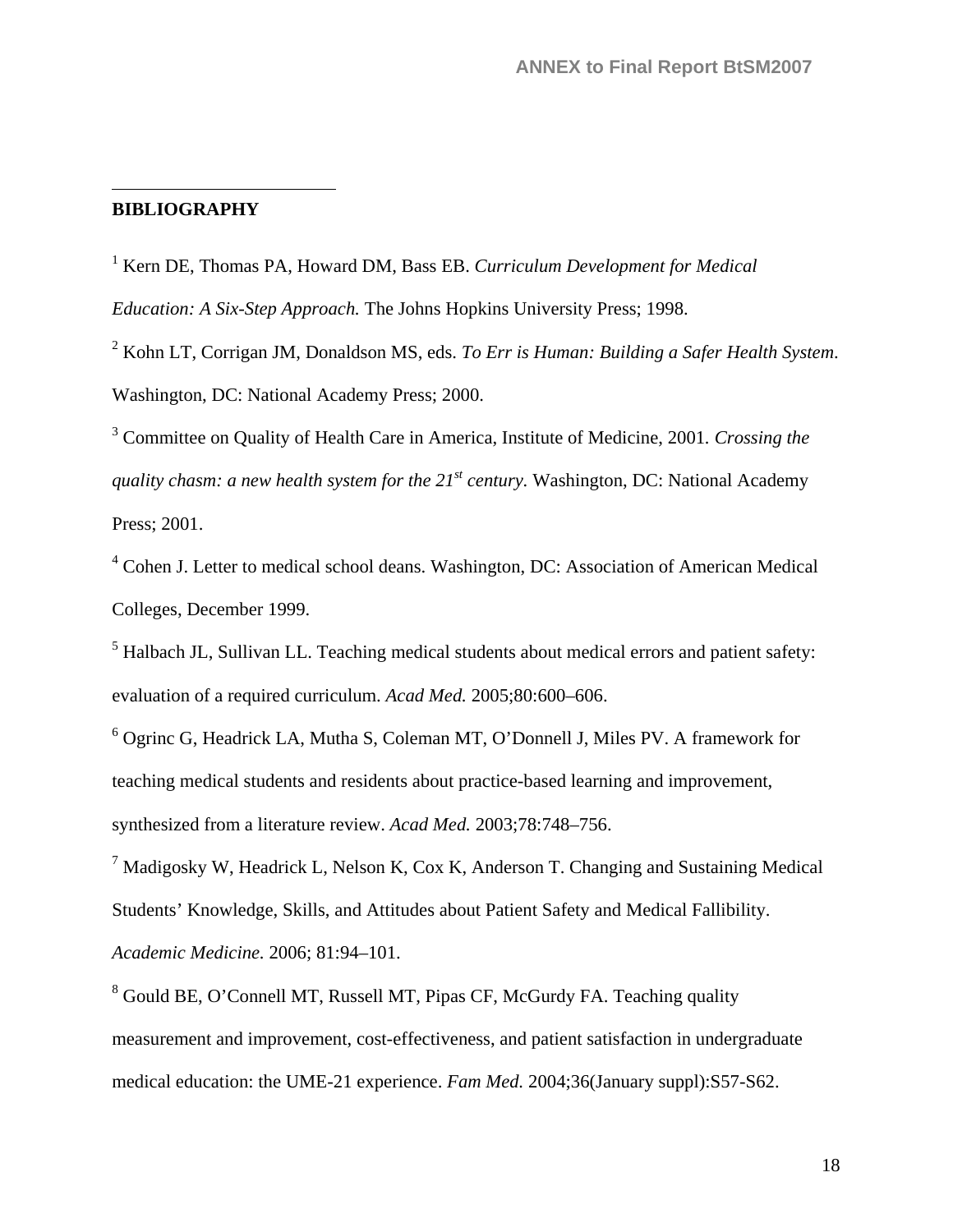**BIBLIOGRAPHY**

[1] Kern DE, Thomas PA, Howard DM, Bass EB. *Curriculum Development for Medical Education: A Six-Step Approach.* The Johns Hopkins University Press; 1998.

[2] Kohn LT, Corrigan JM, Donaldson MS, eds. *To Err is Human: Building a Safer Health System*. Washington, DC: National Academy Press; 2000.

[3] Committee on Quality of Health Care in America, Institute of Medicine, 2001. *Crossing the quality chasm: a new health system for the 21st century*. Washington, DC: National Academy Press; 2001.

[4] Cohen J. Letter to medical school deans. Washington, DC: Association of American Medical Colleges, December 1999.

[5] Halbach JL, Sullivan LL. Teaching medical students about medical errors and patient safety: evaluation of a required curriculum. *Acad Med.* 2005;80:600–606.

[6] Ogrinc G, Headrick LA, Mutha S, Coleman MT, O'Donnell J, Miles PV. A framework for teaching medical students and residents about practice-based learning and improvement, synthesized from a literature review. *Acad Med.* 2003;78:748–756.

[7] Madigosky W, Headrick L, Nelson K, Cox K, Anderson T. Changing and Sustaining Medical Students' Knowledge, Skills, and Attitudes about Patient Safety and Medical Fallibility. *Academic Medicine.* 2006; 81:94–101.

[8] Gould BE, O'Connell MT, Russell MT, Pipas CF, McGurdy FA. Teaching quality measurement and improvement, cost-effectiveness, and patient satisfaction in undergraduate medical education: the UME-21 experience. *Fam Med.* 2004;36(January suppl):S57-S62.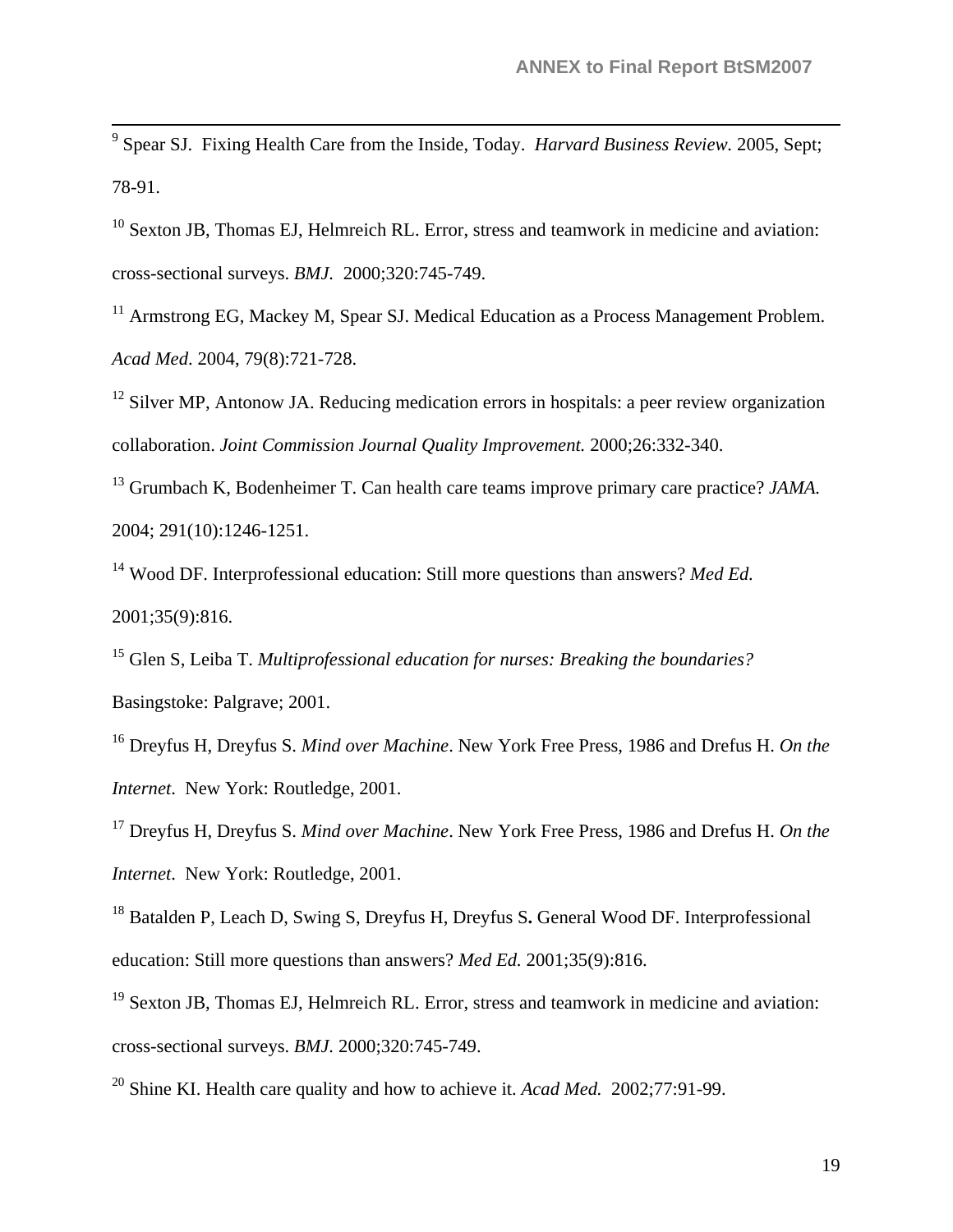[9] Spear SJ. Fixing Health Care from the Inside, Today. *Harvard Business Review.* 2005, Sept; 78-91.

[10] Sexton JB, Thomas EJ, Helmreich RL. Error, stress and teamwork in medicine and aviation: cross-sectional surveys. *BMJ.* 2000;320:745-749.

[11] Armstrong EG, Mackey M, Spear SJ. Medical Education as a Process Management Problem. *Acad Med*. 2004, 79(8):721-728.

[12] Silver MP, Antonow JA. Reducing medication errors in hospitals: a peer review organization collaboration. *Joint Commission Journal Quality Improvement.* 2000;26:332-340.

[13] Grumbach K, Bodenheimer T. Can health care teams improve primary care practice? *JAMA.* 2004; 291(10):1246-1251.

[14] Wood DF. Interprofessional education: Still more questions than answers? *Med Ed.* 2001;35(9):816.

[15] Glen S, Leiba T. *Multiprofessional education for nurses: Breaking the boundaries?* Basingstoke: Palgrave; 2001.

[16] Dreyfus H, Dreyfus S. *Mind over Machine*. New York Free Press, 1986 and Drefus H. *On the Internet*. New York: Routledge, 2001.

[17] Dreyfus H, Dreyfus S. *Mind over Machine*. New York Free Press, 1986 and Drefus H. *On the Internet*. New York: Routledge, 2001.

[18] Batalden P, Leach D, Swing S, Dreyfus H, Dreyfus S**.** General Wood DF. Interprofessional education: Still more questions than answers? *Med Ed.* 2001;35(9):816.

[19] Sexton JB, Thomas EJ, Helmreich RL. Error, stress and teamwork in medicine and aviation: cross-sectional surveys. *BMJ.* 2000;320:745-749.

[20] Shine KI. Health care quality and how to achieve it. *Acad Med.* 2002;77:91-99.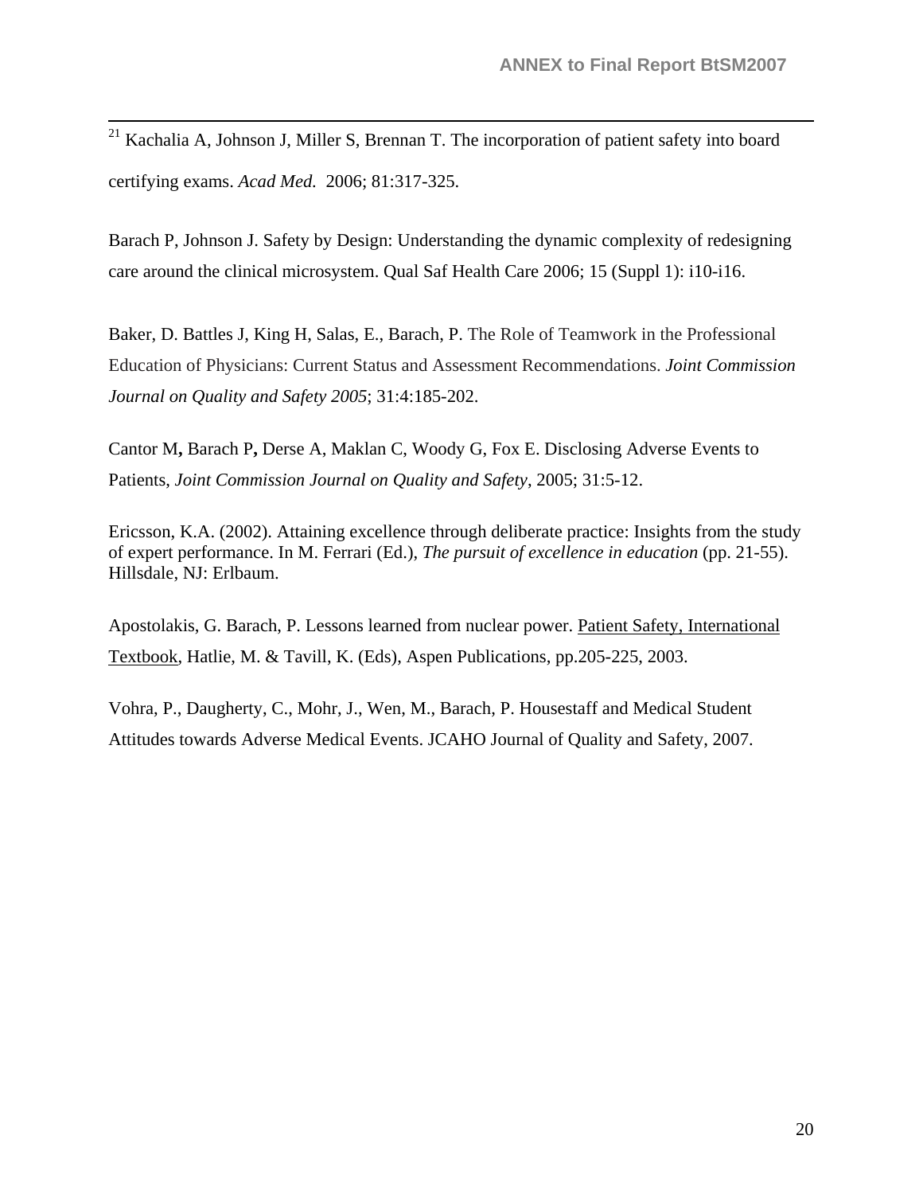[21] Kachalia A, Johnson J, Miller S, Brennan T. The incorporation of patient safety into board certifying exams. *Acad Med.* 2006; 81:317-325.

Barach P, Johnson J. Safety by Design: Understanding the dynamic complexity of redesigning care around the clinical microsystem. Qual Saf Health Care 2006; 15 (Suppl 1): i10-i16.

Baker, D. Battles J, King H, Salas, E., Barach, P. The Role of Teamwork in the Professional Education of Physicians: Current Status and Assessment Recommendations. *Joint Commission Journal on Quality and Safety 2005*; 31:4:185-202.

Cantor M**,** Barach P**,** Derse A, Maklan C, Woody G, Fox E. Disclosing Adverse Events to Patients, *Joint Commission Journal on Quality and Safety*, 2005; 31:5-12.

Ericsson, K.A. (2002). Attaining excellence through deliberate practice: Insights from the study of expert performance. In M. Ferrari (Ed.), *The pursuit of excellence in education* (pp. 21-55). Hillsdale, NJ: Erlbaum.

Apostolakis, G. Barach, P. Lessons learned from nuclear power. <u>Patient Safety, International Textbook</u>, Hatlie, M. & Tavill, K. (Eds), Aspen Publications, pp.205-225, 2003.

Vohra, P., Daugherty, C., Mohr, J., Wen, M., Barach, P. Housestaff and Medical Student Attitudes towards Adverse Medical Events. JCAHO Journal of Quality and Safety, 2007.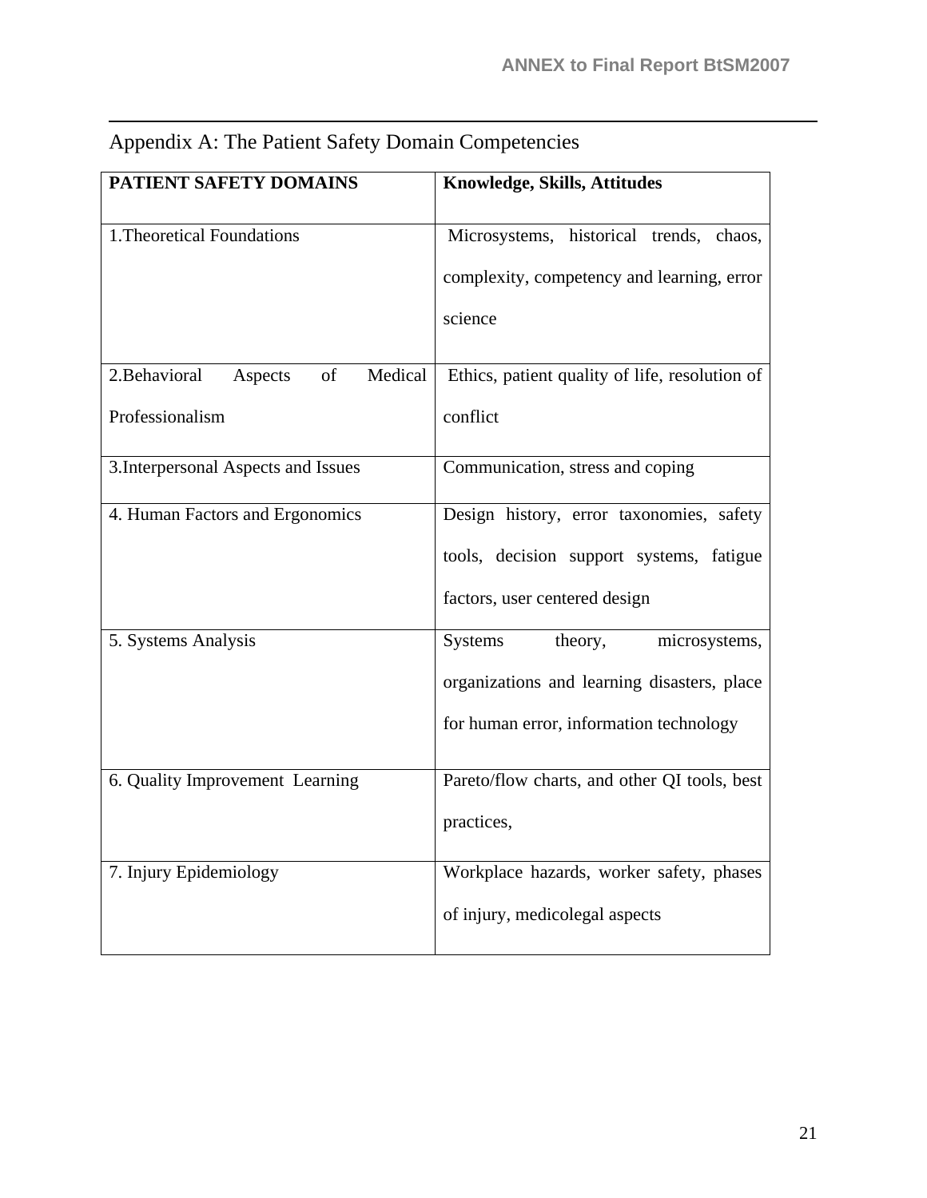## Appendix A: The Patient Safety Domain Competencies

| PATIENT SAFETY DOMAINS | Knowledge, Skills, Attitudes |
|---|---|
| 1.Theoretical Foundations | Microsystems, historical trends, chaos, complexity, competency and learning, error science |
| 2.Behavioral Aspects of Medical Professionalism | Ethics, patient quality of life, resolution of conflict |
| 3.Interpersonal Aspects and Issues | Communication, stress and coping |
| 4. Human Factors and Ergonomics | Design history, error taxonomies, safety tools, decision support systems, fatigue factors, user centered design |
| 5. Systems Analysis | Systems theory, microsystems, organizations and learning disasters, place for human error, information technology |
| 6. Quality Improvement Learning | Pareto/flow charts, and other QI tools, best practices, |
| 7. Injury Epidemiology | Workplace hazards, worker safety, phases of injury, medicolegal aspects |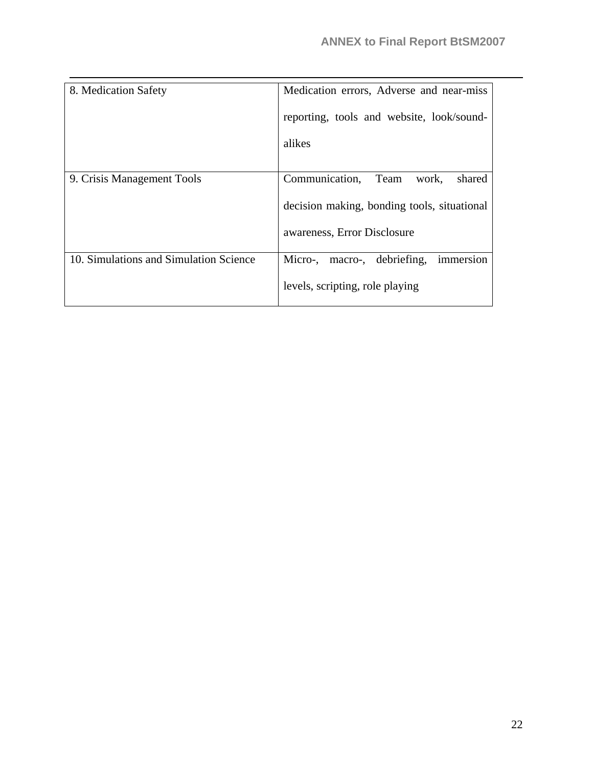| | |
|---|---|
| 8. Medication Safety | Medication errors, Adverse and near-miss reporting, tools and website, look/sound-alikes |
| 9. Crisis Management Tools | Communication, Team work, shared decision making, bonding tools, situational awareness, Error Disclosure |
| 10. Simulations and Simulation Science | Micro-, macro-, debriefing, immersion levels, scripting, role playing |